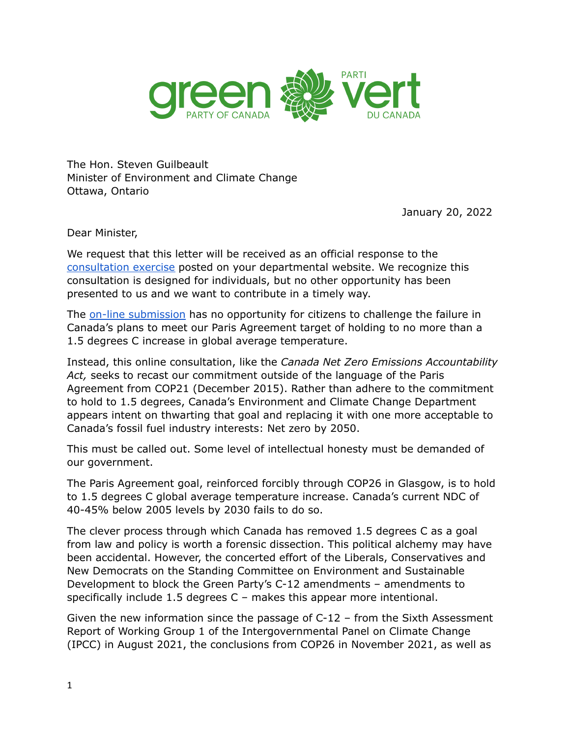green PARTY OF CANADA PARTI vert DU CANADA

The Hon. Steven Guilbeault
Minister of Environment and Climate Change
Ottawa, Ontario

January 20, 2022

Dear Minister,

We request that this letter will be received as an official response to the [consultation exercise](#) posted on your departmental website. We recognize this consultation is designed for individuals, but no other opportunity has been presented to us and we want to contribute in a timely way.

The [on-line submission](#) has no opportunity for citizens to challenge the failure in Canada's plans to meet our Paris Agreement target of holding to no more than a 1.5 degrees C increase in global average temperature.

Instead, this online consultation, like the *Canada Net Zero Emissions Accountability Act,* seeks to recast our commitment outside of the language of the Paris Agreement from COP21 (December 2015). Rather than adhere to the commitment to hold to 1.5 degrees, Canada's Environment and Climate Change Department appears intent on thwarting that goal and replacing it with one more acceptable to Canada's fossil fuel industry interests: Net zero by 2050.

This must be called out. Some level of intellectual honesty must be demanded of our government.

The Paris Agreement goal, reinforced forcibly through COP26 in Glasgow, is to hold to 1.5 degrees C global average temperature increase. Canada's current NDC of 40-45% below 2005 levels by 2030 fails to do so.

The clever process through which Canada has removed 1.5 degrees C as a goal from law and policy is worth a forensic dissection. This political alchemy may have been accidental. However, the concerted effort of the Liberals, Conservatives and New Democrats on the Standing Committee on Environment and Sustainable Development to block the Green Party's C-12 amendments – amendments to specifically include 1.5 degrees C – makes this appear more intentional.

Given the new information since the passage of C-12 – from the Sixth Assessment Report of Working Group 1 of the Intergovernmental Panel on Climate Change (IPCC) in August 2021, the conclusions from COP26 in November 2021, as well as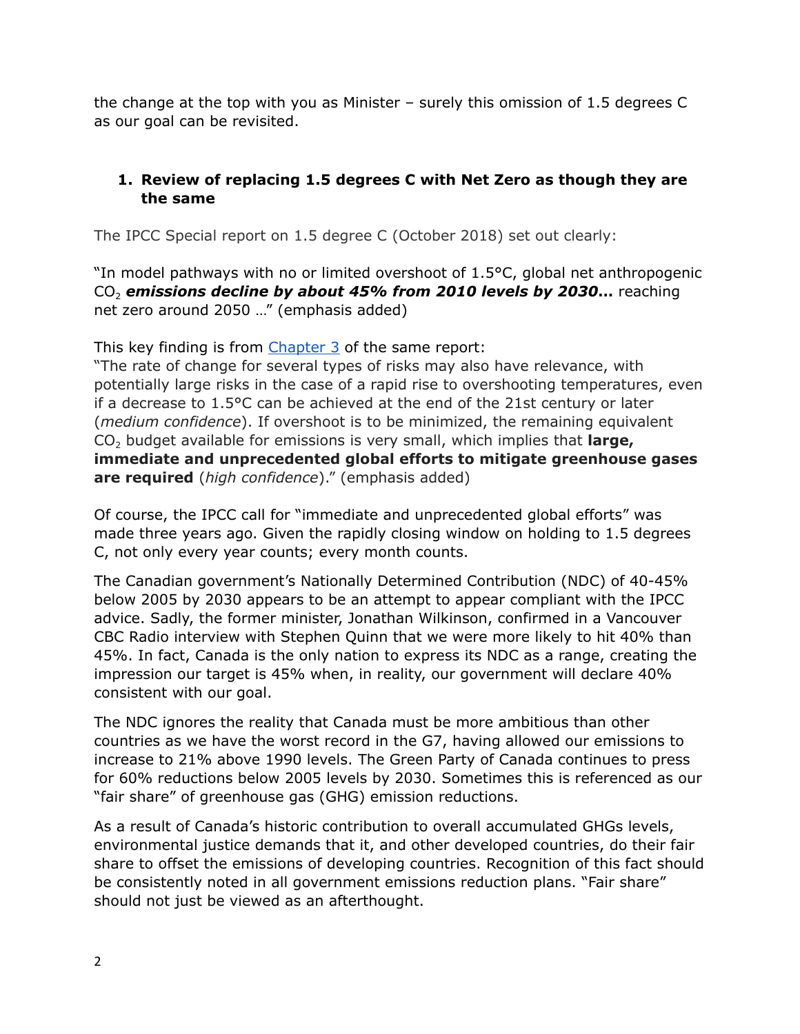the change at the top with you as Minister – surely this omission of 1.5 degrees C as our goal can be revisited.

1. **Review of replacing 1.5 degrees C with Net Zero as though they are the same**

The IPCC Special report on 1.5 degree C (October 2018) set out clearly:

"In model pathways with no or limited overshoot of 1.5°C, global net anthropogenic $CO_2$ ***emissions decline by about 45% from 2010 levels by 2030…*** reaching net zero around 2050 …" (emphasis added)

This key finding is from [Chapter 3](#) of the same report:
"The rate of change for several types of risks may also have relevance, with potentially large risks in the case of a rapid rise to overshooting temperatures, even if a decrease to 1.5°C can be achieved at the end of the 21st century or later (*medium confidence*). If overshoot is to be minimized, the remaining equivalent $CO_2$ budget available for emissions is very small, which implies that **large, immediate and unprecedented global efforts to mitigate greenhouse gases are required** (*high confidence*)." (emphasis added)

Of course, the IPCC call for "immediate and unprecedented global efforts" was made three years ago. Given the rapidly closing window on holding to 1.5 degrees C, not only every year counts; every month counts.

The Canadian government's Nationally Determined Contribution (NDC) of 40-45% below 2005 by 2030 appears to be an attempt to appear compliant with the IPCC advice. Sadly, the former minister, Jonathan Wilkinson, confirmed in a Vancouver CBC Radio interview with Stephen Quinn that we were more likely to hit 40% than 45%. In fact, Canada is the only nation to express its NDC as a range, creating the impression our target is 45% when, in reality, our government will declare 40% consistent with our goal.

The NDC ignores the reality that Canada must be more ambitious than other countries as we have the worst record in the G7, having allowed our emissions to increase to 21% above 1990 levels. The Green Party of Canada continues to press for 60% reductions below 2005 levels by 2030. Sometimes this is referenced as our "fair share" of greenhouse gas (GHG) emission reductions.

As a result of Canada's historic contribution to overall accumulated GHGs levels, environmental justice demands that it, and other developed countries, do their fair share to offset the emissions of developing countries. Recognition of this fact should be consistently noted in all government emissions reduction plans. "Fair share" should not just be viewed as an afterthought.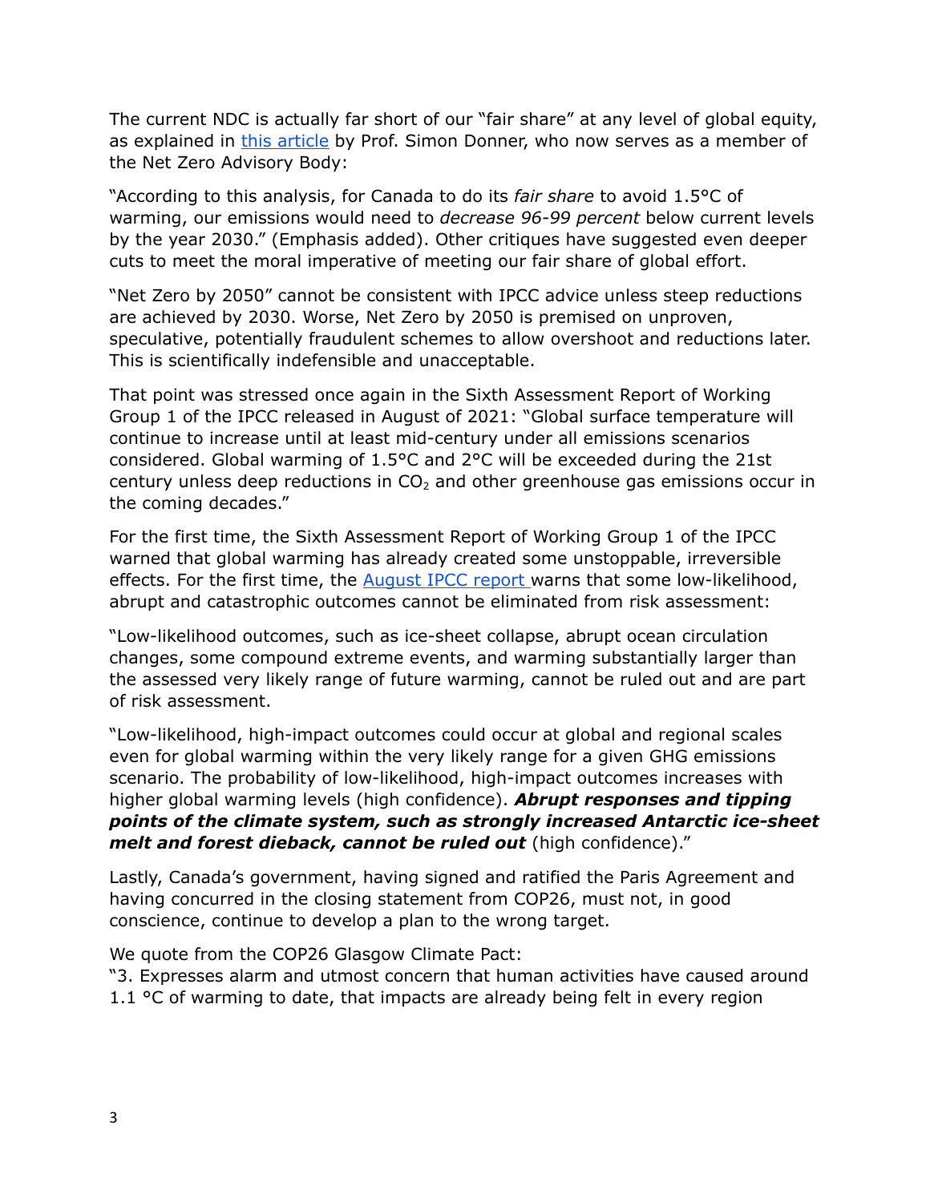The current NDC is actually far short of our "fair share" at any level of global equity, as explained in [this article](#) by Prof. Simon Donner, who now serves as a member of the Net Zero Advisory Body:

"According to this analysis, for Canada to do its *fair share* to avoid 1.5°C of warming, our emissions would need to *decrease 96-99 percent* below current levels by the year 2030." (Emphasis added). Other critiques have suggested even deeper cuts to meet the moral imperative of meeting our fair share of global effort.

"Net Zero by 2050" cannot be consistent with IPCC advice unless steep reductions are achieved by 2030. Worse, Net Zero by 2050 is premised on unproven, speculative, potentially fraudulent schemes to allow overshoot and reductions later. This is scientifically indefensible and unacceptable.

That point was stressed once again in the Sixth Assessment Report of Working Group 1 of the IPCC released in August of 2021: "Global surface temperature will continue to increase until at least mid-century under all emissions scenarios considered. Global warming of 1.5°C and 2°C will be exceeded during the 21st century unless deep reductions in $CO_2$ and other greenhouse gas emissions occur in the coming decades."

For the first time, the Sixth Assessment Report of Working Group 1 of the IPCC warned that global warming has already created some unstoppable, irreversible effects. For the first time, the [August IPCC report](#) warns that some low-likelihood, abrupt and catastrophic outcomes cannot be eliminated from risk assessment:

"Low-likelihood outcomes, such as ice-sheet collapse, abrupt ocean circulation changes, some compound extreme events, and warming substantially larger than the assessed very likely range of future warming, cannot be ruled out and are part of risk assessment.

"Low-likelihood, high-impact outcomes could occur at global and regional scales even for global warming within the very likely range for a given GHG emissions scenario. The probability of low-likelihood, high-impact outcomes increases with higher global warming levels (high confidence). ***Abrupt responses and tipping points of the climate system, such as strongly increased Antarctic ice-sheet melt and forest dieback, cannot be ruled out*** (high confidence)."

Lastly, Canada's government, having signed and ratified the Paris Agreement and having concurred in the closing statement from COP26, must not, in good conscience, continue to develop a plan to the wrong target.

We quote from the COP26 Glasgow Climate Pact:
"3. Expresses alarm and utmost concern that human activities have caused around 1.1 °C of warming to date, that impacts are already being felt in every region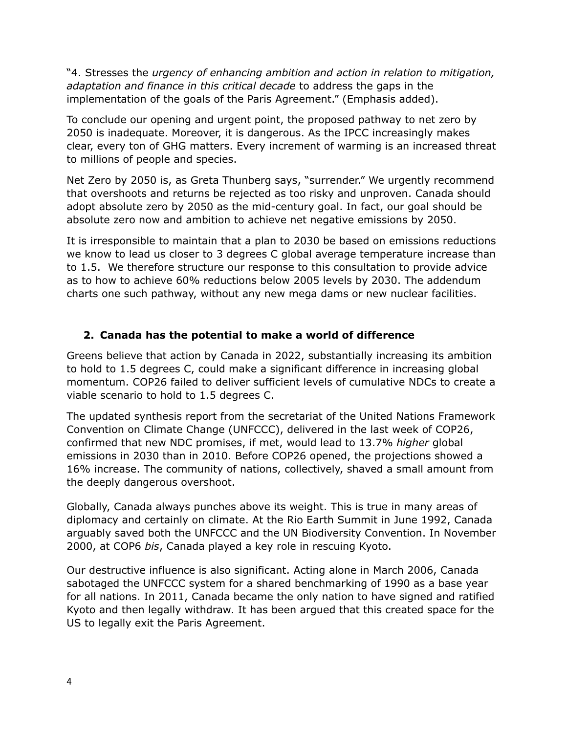"4. Stresses the *urgency of enhancing ambition and action in relation to mitigation, adaptation and finance in this critical decade* to address the gaps in the implementation of the goals of the Paris Agreement." (Emphasis added).

To conclude our opening and urgent point, the proposed pathway to net zero by 2050 is inadequate. Moreover, it is dangerous. As the IPCC increasingly makes clear, every ton of GHG matters. Every increment of warming is an increased threat to millions of people and species.

Net Zero by 2050 is, as Greta Thunberg says, "surrender." We urgently recommend that overshoots and returns be rejected as too risky and unproven. Canada should adopt absolute zero by 2050 as the mid-century goal. In fact, our goal should be absolute zero now and ambition to achieve net negative emissions by 2050.

It is irresponsible to maintain that a plan to 2030 be based on emissions reductions we know to lead us closer to 3 degrees C global average temperature increase than to 1.5. We therefore structure our response to this consultation to provide advice as to how to achieve 60% reductions below 2005 levels by 2030. The addendum charts one such pathway, without any new mega dams or new nuclear facilities.

## 2. Canada has the potential to make a world of difference

Greens believe that action by Canada in 2022, substantially increasing its ambition to hold to 1.5 degrees C, could make a significant difference in increasing global momentum. COP26 failed to deliver sufficient levels of cumulative NDCs to create a viable scenario to hold to 1.5 degrees C.

The updated synthesis report from the secretariat of the United Nations Framework Convention on Climate Change (UNFCCC), delivered in the last week of COP26, confirmed that new NDC promises, if met, would lead to 13.7% *higher* global emissions in 2030 than in 2010. Before COP26 opened, the projections showed a 16% increase. The community of nations, collectively, shaved a small amount from the deeply dangerous overshoot.

Globally, Canada always punches above its weight. This is true in many areas of diplomacy and certainly on climate. At the Rio Earth Summit in June 1992, Canada arguably saved both the UNFCCC and the UN Biodiversity Convention. In November 2000, at COP6 *bis*, Canada played a key role in rescuing Kyoto.

Our destructive influence is also significant. Acting alone in March 2006, Canada sabotaged the UNFCCC system for a shared benchmarking of 1990 as a base year for all nations. In 2011, Canada became the only nation to have signed and ratified Kyoto and then legally withdraw. It has been argued that this created space for the US to legally exit the Paris Agreement.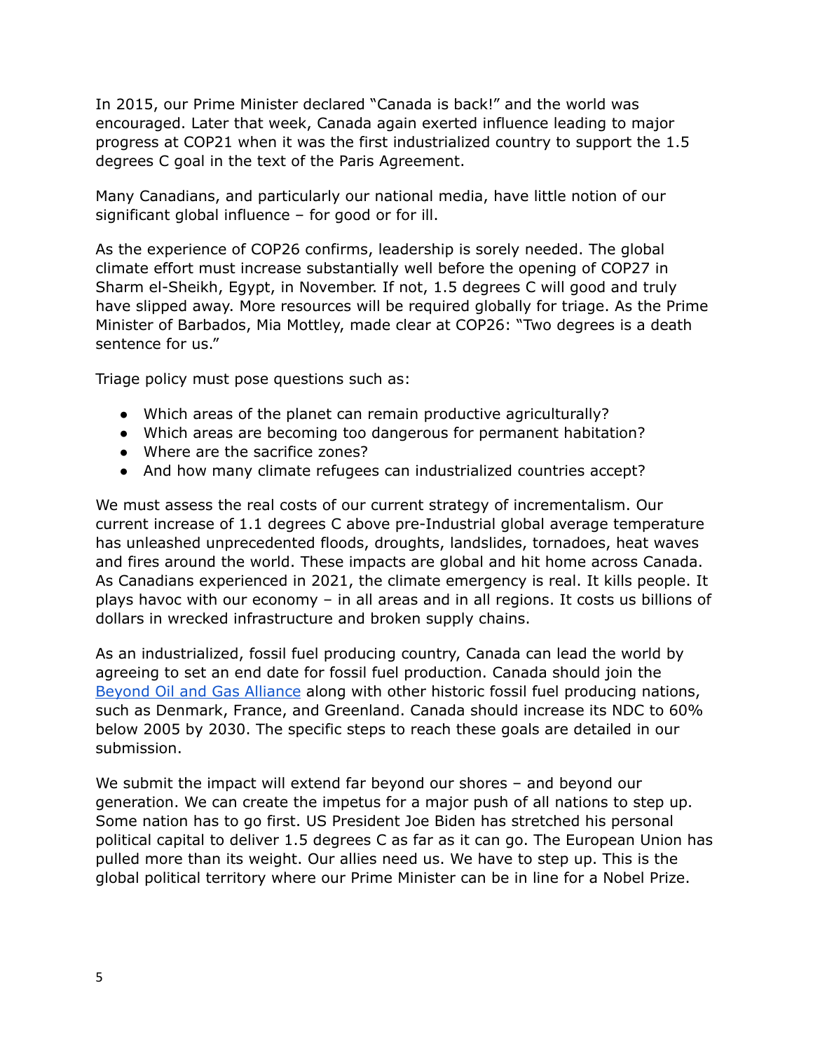In 2015, our Prime Minister declared "Canada is back!" and the world was encouraged. Later that week, Canada again exerted influence leading to major progress at COP21 when it was the first industrialized country to support the 1.5 degrees C goal in the text of the Paris Agreement.

Many Canadians, and particularly our national media, have little notion of our significant global influence – for good or for ill.

As the experience of COP26 confirms, leadership is sorely needed. The global climate effort must increase substantially well before the opening of COP27 in Sharm el-Sheikh, Egypt, in November. If not, 1.5 degrees C will good and truly have slipped away. More resources will be required globally for triage. As the Prime Minister of Barbados, Mia Mottley, made clear at COP26: "Two degrees is a death sentence for us."

Triage policy must pose questions such as:

- Which areas of the planet can remain productive agriculturally?
- Which areas are becoming too dangerous for permanent habitation?
- Where are the sacrifice zones?
- And how many climate refugees can industrialized countries accept?

We must assess the real costs of our current strategy of incrementalism. Our current increase of 1.1 degrees C above pre-Industrial global average temperature has unleashed unprecedented floods, droughts, landslides, tornadoes, heat waves and fires around the world. These impacts are global and hit home across Canada. As Canadians experienced in 2021, the climate emergency is real. It kills people. It plays havoc with our economy – in all areas and in all regions. It costs us billions of dollars in wrecked infrastructure and broken supply chains.

As an industrialized, fossil fuel producing country, Canada can lead the world by agreeing to set an end date for fossil fuel production. Canada should join the Beyond Oil and Gas Alliance along with other historic fossil fuel producing nations, such as Denmark, France, and Greenland. Canada should increase its NDC to 60% below 2005 by 2030. The specific steps to reach these goals are detailed in our submission.

We submit the impact will extend far beyond our shores – and beyond our generation. We can create the impetus for a major push of all nations to step up. Some nation has to go first. US President Joe Biden has stretched his personal political capital to deliver 1.5 degrees C as far as it can go. The European Union has pulled more than its weight. Our allies need us. We have to step up. This is the global political territory where our Prime Minister can be in line for a Nobel Prize.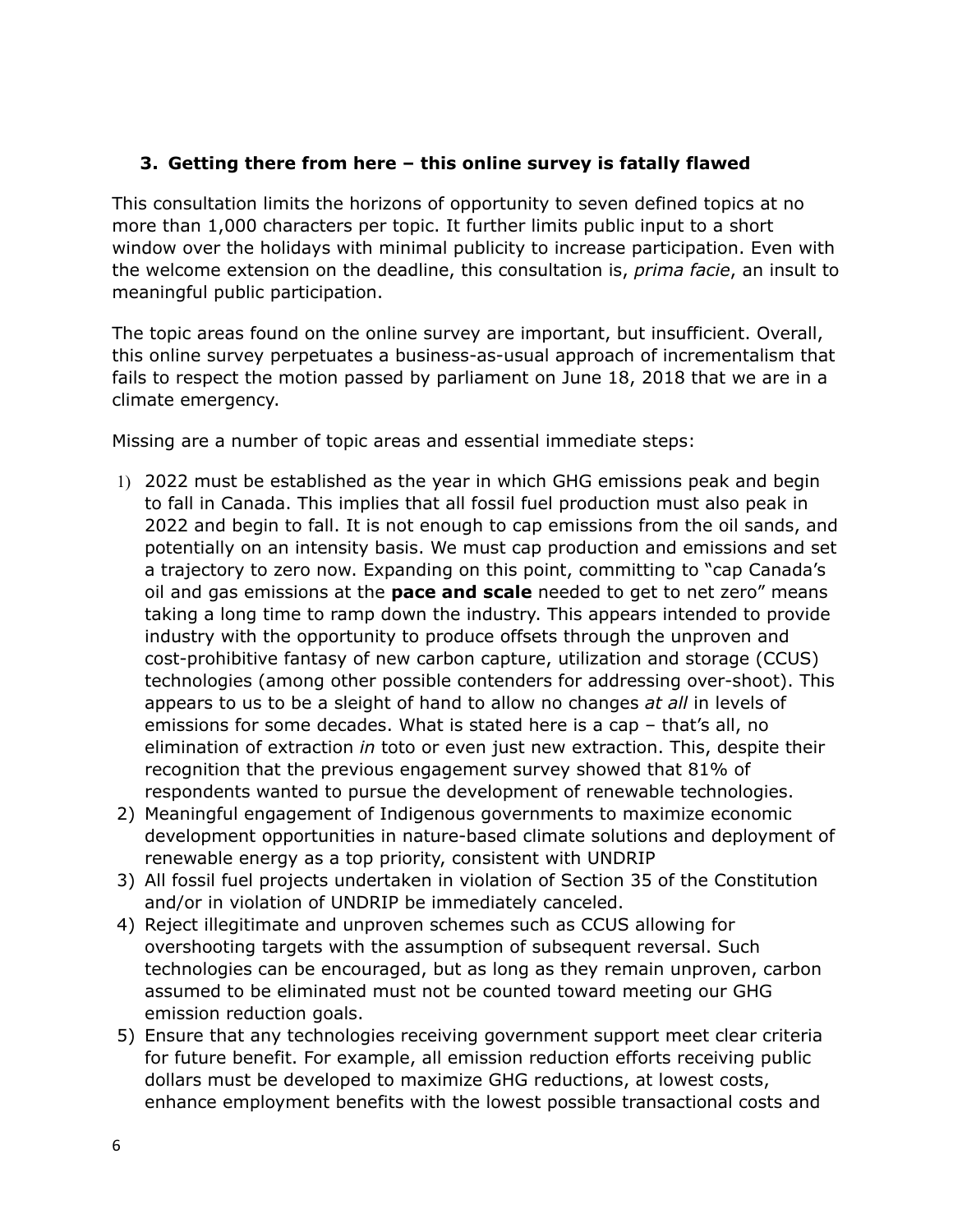### 3. Getting there from here – this online survey is fatally flawed

This consultation limits the horizons of opportunity to seven defined topics at no more than 1,000 characters per topic. It further limits public input to a short window over the holidays with minimal publicity to increase participation. Even with the welcome extension on the deadline, this consultation is, *prima facie*, an insult to meaningful public participation.

The topic areas found on the online survey are important, but insufficient. Overall, this online survey perpetuates a business-as-usual approach of incrementalism that fails to respect the motion passed by parliament on June 18, 2018 that we are in a climate emergency.

Missing are a number of topic areas and essential immediate steps:

1) 2022 must be established as the year in which GHG emissions peak and begin to fall in Canada. This implies that all fossil fuel production must also peak in 2022 and begin to fall. It is not enough to cap emissions from the oil sands, and potentially on an intensity basis. We must cap production and emissions and set a trajectory to zero now. Expanding on this point, committing to "cap Canada's oil and gas emissions at the **pace and scale** needed to get to net zero" means taking a long time to ramp down the industry. This appears intended to provide industry with the opportunity to produce offsets through the unproven and cost-prohibitive fantasy of new carbon capture, utilization and storage (CCUS) technologies (among other possible contenders for addressing over-shoot). This appears to us to be a sleight of hand to allow no changes *at all* in levels of emissions for some decades. What is stated here is a cap – that's all, no elimination of extraction *in* toto or even just new extraction. This, despite their recognition that the previous engagement survey showed that 81% of respondents wanted to pursue the development of renewable technologies.
2) Meaningful engagement of Indigenous governments to maximize economic development opportunities in nature-based climate solutions and deployment of renewable energy as a top priority, consistent with UNDRIP
3) All fossil fuel projects undertaken in violation of Section 35 of the Constitution and/or in violation of UNDRIP be immediately canceled.
4) Reject illegitimate and unproven schemes such as CCUS allowing for overshooting targets with the assumption of subsequent reversal. Such technologies can be encouraged, but as long as they remain unproven, carbon assumed to be eliminated must not be counted toward meeting our GHG emission reduction goals.
5) Ensure that any technologies receiving government support meet clear criteria for future benefit. For example, all emission reduction efforts receiving public dollars must be developed to maximize GHG reductions, at lowest costs, enhance employment benefits with the lowest possible transactional costs and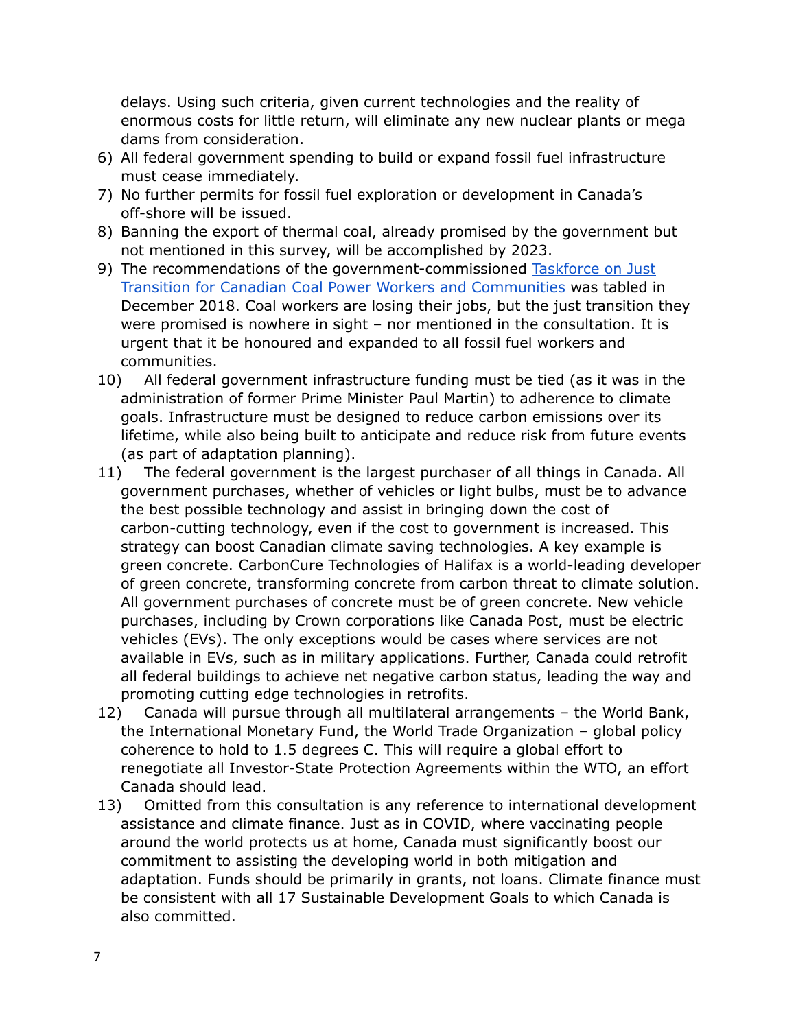delays. Using such criteria, given current technologies and the reality of enormous costs for little return, will eliminate any new nuclear plants or mega dams from consideration.

6) All federal government spending to build or expand fossil fuel infrastructure must cease immediately.
7) No further permits for fossil fuel exploration or development in Canada's off-shore will be issued.
8) Banning the export of thermal coal, already promised by the government but not mentioned in this survey, will be accomplished by 2023.
9) The recommendations of the government-commissioned Taskforce on Just Transition for Canadian Coal Power Workers and Communities was tabled in December 2018. Coal workers are losing their jobs, but the just transition they were promised is nowhere in sight – nor mentioned in the consultation. It is urgent that it be honoured and expanded to all fossil fuel workers and communities.
10) All federal government infrastructure funding must be tied (as it was in the administration of former Prime Minister Paul Martin) to adherence to climate goals. Infrastructure must be designed to reduce carbon emissions over its lifetime, while also being built to anticipate and reduce risk from future events (as part of adaptation planning).
11) The federal government is the largest purchaser of all things in Canada. All government purchases, whether of vehicles or light bulbs, must be to advance the best possible technology and assist in bringing down the cost of carbon-cutting technology, even if the cost to government is increased. This strategy can boost Canadian climate saving technologies. A key example is green concrete. CarbonCure Technologies of Halifax is a world-leading developer of green concrete, transforming concrete from carbon threat to climate solution. All government purchases of concrete must be of green concrete. New vehicle purchases, including by Crown corporations like Canada Post, must be electric vehicles (EVs). The only exceptions would be cases where services are not available in EVs, such as in military applications. Further, Canada could retrofit all federal buildings to achieve net negative carbon status, leading the way and promoting cutting edge technologies in retrofits.
12) Canada will pursue through all multilateral arrangements – the World Bank, the International Monetary Fund, the World Trade Organization – global policy coherence to hold to 1.5 degrees C. This will require a global effort to renegotiate all Investor-State Protection Agreements within the WTO, an effort Canada should lead.
13) Omitted from this consultation is any reference to international development assistance and climate finance. Just as in COVID, where vaccinating people around the world protects us at home, Canada must significantly boost our commitment to assisting the developing world in both mitigation and adaptation. Funds should be primarily in grants, not loans. Climate finance must be consistent with all 17 Sustainable Development Goals to which Canada is also committed.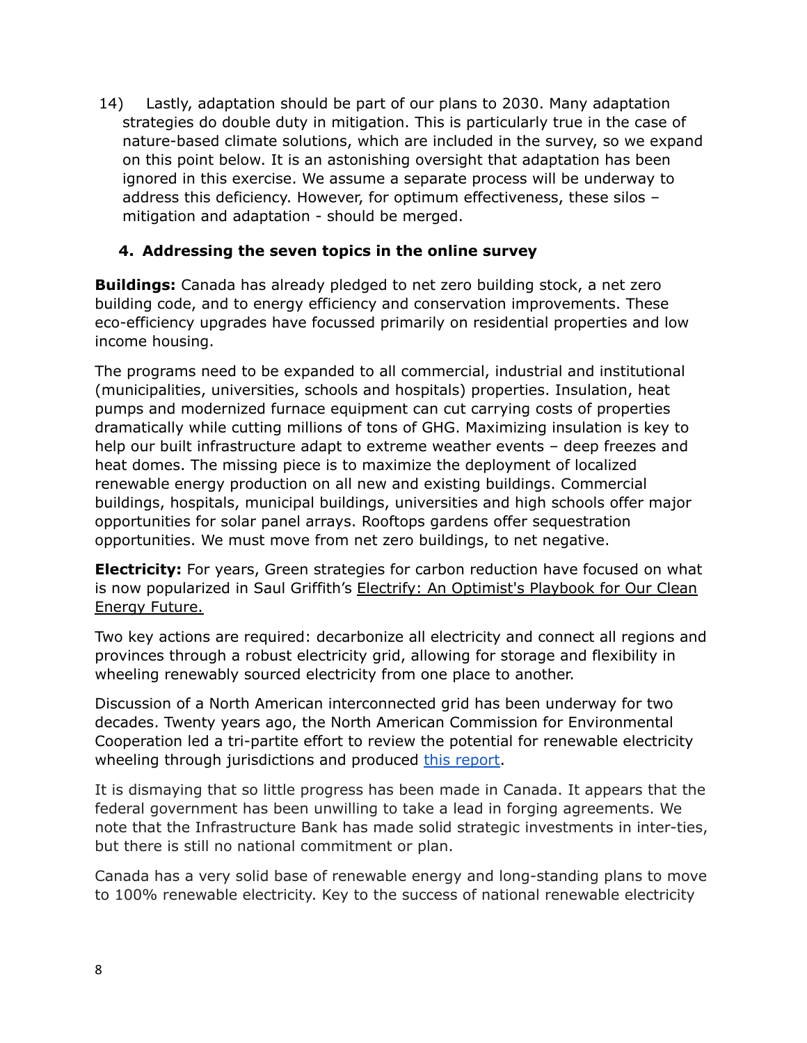14) Lastly, adaptation should be part of our plans to 2030. Many adaptation strategies do double duty in mitigation. This is particularly true in the case of nature-based climate solutions, which are included in the survey, so we expand on this point below. It is an astonishing oversight that adaptation has been ignored in this exercise. We assume a separate process will be underway to address this deficiency. However, for optimum effectiveness, these silos – mitigation and adaptation - should be merged.

### 4. Addressing the seven topics in the online survey

**Buildings:** Canada has already pledged to net zero building stock, a net zero building code, and to energy efficiency and conservation improvements. These eco-efficiency upgrades have focussed primarily on residential properties and low income housing.

The programs need to be expanded to all commercial, industrial and institutional (municipalities, universities, schools and hospitals) properties. Insulation, heat pumps and modernized furnace equipment can cut carrying costs of properties dramatically while cutting millions of tons of GHG. Maximizing insulation is key to help our built infrastructure adapt to extreme weather events – deep freezes and heat domes. The missing piece is to maximize the deployment of localized renewable energy production on all new and existing buildings. Commercial buildings, hospitals, municipal buildings, universities and high schools offer major opportunities for solar panel arrays. Rooftops gardens offer sequestration opportunities. We must move from net zero buildings, to net negative.

**Electricity:** For years, Green strategies for carbon reduction have focused on what is now popularized in Saul Griffith's Electrify: An Optimist's Playbook for Our Clean Energy Future.

Two key actions are required: decarbonize all electricity and connect all regions and provinces through a robust electricity grid, allowing for storage and flexibility in wheeling renewably sourced electricity from one place to another.

Discussion of a North American interconnected grid has been underway for two decades. Twenty years ago, the North American Commission for Environmental Cooperation led a tri-partite effort to review the potential for renewable electricity wheeling through jurisdictions and produced this report.

It is dismaying that so little progress has been made in Canada. It appears that the federal government has been unwilling to take a lead in forging agreements. We note that the Infrastructure Bank has made solid strategic investments in inter-ties, but there is still no national commitment or plan.

Canada has a very solid base of renewable energy and long-standing plans to move to 100% renewable electricity. Key to the success of national renewable electricity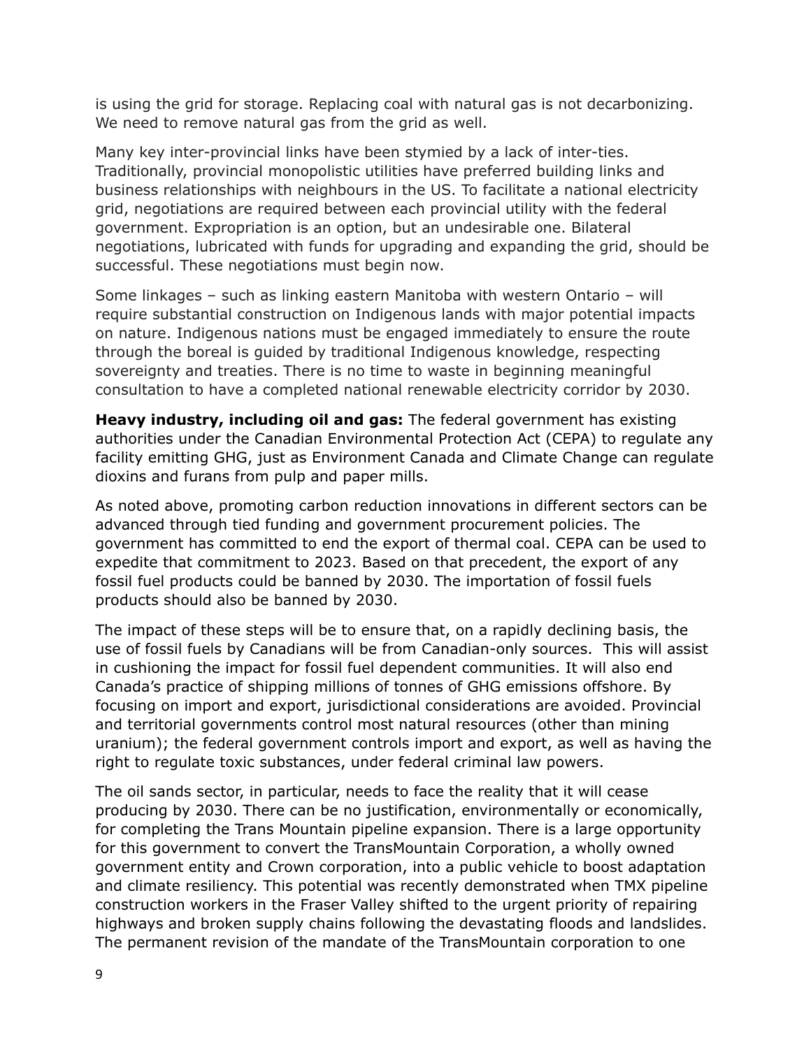is using the grid for storage. Replacing coal with natural gas is not decarbonizing. We need to remove natural gas from the grid as well.

Many key inter-provincial links have been stymied by a lack of inter-ties. Traditionally, provincial monopolistic utilities have preferred building links and business relationships with neighbours in the US. To facilitate a national electricity grid, negotiations are required between each provincial utility with the federal government. Expropriation is an option, but an undesirable one. Bilateral negotiations, lubricated with funds for upgrading and expanding the grid, should be successful. These negotiations must begin now.

Some linkages – such as linking eastern Manitoba with western Ontario – will require substantial construction on Indigenous lands with major potential impacts on nature. Indigenous nations must be engaged immediately to ensure the route through the boreal is guided by traditional Indigenous knowledge, respecting sovereignty and treaties. There is no time to waste in beginning meaningful consultation to have a completed national renewable electricity corridor by 2030.

**Heavy industry, including oil and gas:** The federal government has existing authorities under the Canadian Environmental Protection Act (CEPA) to regulate any facility emitting GHG, just as Environment Canada and Climate Change can regulate dioxins and furans from pulp and paper mills.

As noted above, promoting carbon reduction innovations in different sectors can be advanced through tied funding and government procurement policies. The government has committed to end the export of thermal coal. CEPA can be used to expedite that commitment to 2023. Based on that precedent, the export of any fossil fuel products could be banned by 2030. The importation of fossil fuels products should also be banned by 2030.

The impact of these steps will be to ensure that, on a rapidly declining basis, the use of fossil fuels by Canadians will be from Canadian-only sources. This will assist in cushioning the impact for fossil fuel dependent communities. It will also end Canada's practice of shipping millions of tonnes of GHG emissions offshore. By focusing on import and export, jurisdictional considerations are avoided. Provincial and territorial governments control most natural resources (other than mining uranium); the federal government controls import and export, as well as having the right to regulate toxic substances, under federal criminal law powers.

The oil sands sector, in particular, needs to face the reality that it will cease producing by 2030. There can be no justification, environmentally or economically, for completing the Trans Mountain pipeline expansion. There is a large opportunity for this government to convert the TransMountain Corporation, a wholly owned government entity and Crown corporation, into a public vehicle to boost adaptation and climate resiliency. This potential was recently demonstrated when TMX pipeline construction workers in the Fraser Valley shifted to the urgent priority of repairing highways and broken supply chains following the devastating floods and landslides. The permanent revision of the mandate of the TransMountain corporation to one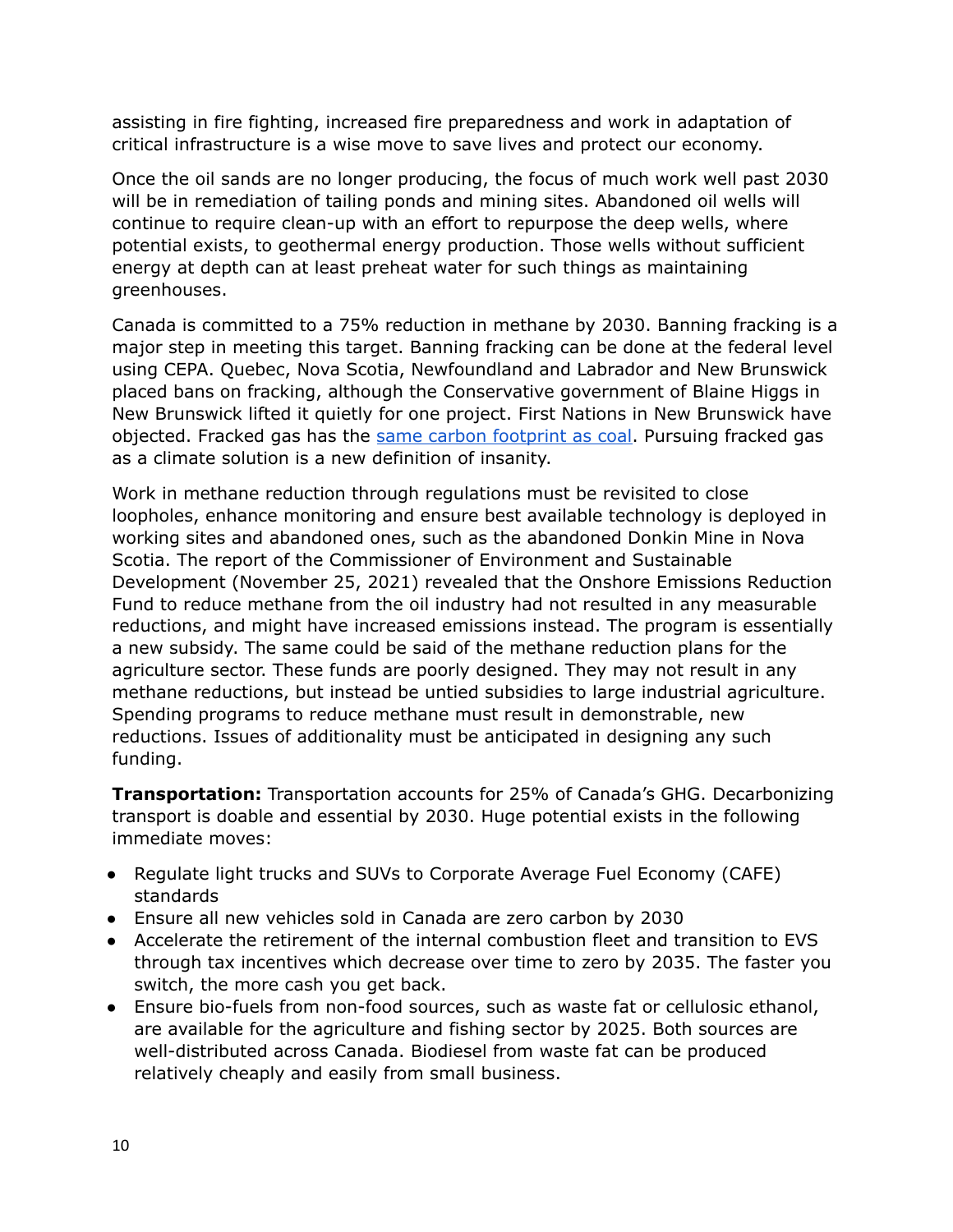assisting in fire fighting, increased fire preparedness and work in adaptation of critical infrastructure is a wise move to save lives and protect our economy.

Once the oil sands are no longer producing, the focus of much work well past 2030 will be in remediation of tailing ponds and mining sites. Abandoned oil wells will continue to require clean-up with an effort to repurpose the deep wells, where potential exists, to geothermal energy production. Those wells without sufficient energy at depth can at least preheat water for such things as maintaining greenhouses.

Canada is committed to a 75% reduction in methane by 2030. Banning fracking is a major step in meeting this target. Banning fracking can be done at the federal level using CEPA. Quebec, Nova Scotia, Newfoundland and Labrador and New Brunswick placed bans on fracking, although the Conservative government of Blaine Higgs in New Brunswick lifted it quietly for one project. First Nations in New Brunswick have objected. Fracked gas has the [same carbon footprint as coal](). Pursuing fracked gas as a climate solution is a new definition of insanity.

Work in methane reduction through regulations must be revisited to close loopholes, enhance monitoring and ensure best available technology is deployed in working sites and abandoned ones, such as the abandoned Donkin Mine in Nova Scotia. The report of the Commissioner of Environment and Sustainable Development (November 25, 2021) revealed that the Onshore Emissions Reduction Fund to reduce methane from the oil industry had not resulted in any measurable reductions, and might have increased emissions instead. The program is essentially a new subsidy. The same could be said of the methane reduction plans for the agriculture sector. These funds are poorly designed. They may not result in any methane reductions, but instead be untied subsidies to large industrial agriculture. Spending programs to reduce methane must result in demonstrable, new reductions. Issues of additionality must be anticipated in designing any such funding.

**Transportation:** Transportation accounts for 25% of Canada's GHG. Decarbonizing transport is doable and essential by 2030. Huge potential exists in the following immediate moves:

- Regulate light trucks and SUVs to Corporate Average Fuel Economy (CAFE) standards
- Ensure all new vehicles sold in Canada are zero carbon by 2030
- Accelerate the retirement of the internal combustion fleet and transition to EVS through tax incentives which decrease over time to zero by 2035. The faster you switch, the more cash you get back.
- Ensure bio-fuels from non-food sources, such as waste fat or cellulosic ethanol, are available for the agriculture and fishing sector by 2025. Both sources are well-distributed across Canada. Biodiesel from waste fat can be produced relatively cheaply and easily from small business.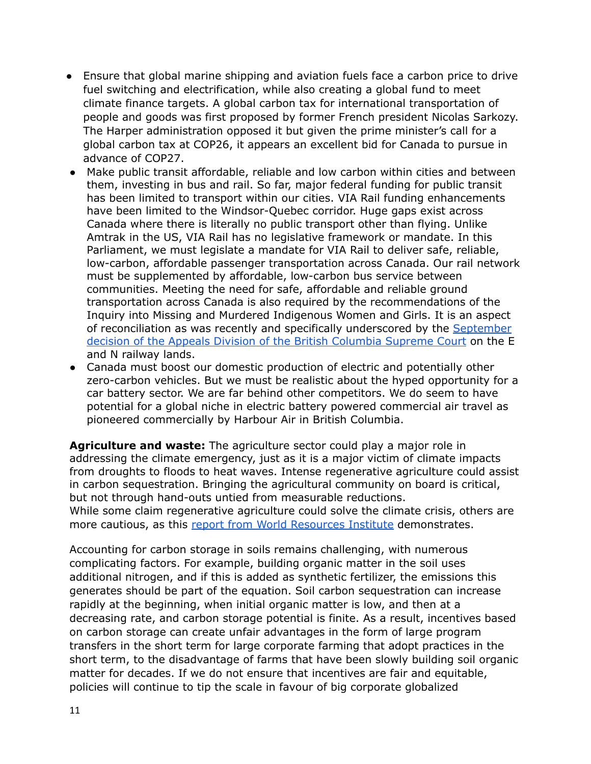- Ensure that global marine shipping and aviation fuels face a carbon price to drive fuel switching and electrification, while also creating a global fund to meet climate finance targets. A global carbon tax for international transportation of people and goods was first proposed by former French president Nicolas Sarkozy. The Harper administration opposed it but given the prime minister's call for a global carbon tax at COP26, it appears an excellent bid for Canada to pursue in advance of COP27.
- Make public transit affordable, reliable and low carbon within cities and between them, investing in bus and rail. So far, major federal funding for public transit has been limited to transport within our cities. VIA Rail funding enhancements have been limited to the Windsor-Quebec corridor. Huge gaps exist across Canada where there is literally no public transport other than flying. Unlike Amtrak in the US, VIA Rail has no legislative framework or mandate. In this Parliament, we must legislate a mandate for VIA Rail to deliver safe, reliable, low-carbon, affordable passenger transportation across Canada. Our rail network must be supplemented by affordable, low-carbon bus service between communities. Meeting the need for safe, affordable and reliable ground transportation across Canada is also required by the recommendations of the Inquiry into Missing and Murdered Indigenous Women and Girls. It is an aspect of reconciliation as was recently and specifically underscored by the September decision of the Appeals Division of the British Columbia Supreme Court on the E and N railway lands.
- Canada must boost our domestic production of electric and potentially other zero-carbon vehicles. But we must be realistic about the hyped opportunity for a car battery sector. We are far behind other competitors. We do seem to have potential for a global niche in electric battery powered commercial air travel as pioneered commercially by Harbour Air in British Columbia.

**Agriculture and waste:** The agriculture sector could play a major role in addressing the climate emergency, just as it is a major victim of climate impacts from droughts to floods to heat waves. Intense regenerative agriculture could assist in carbon sequestration. Bringing the agricultural community on board is critical, but not through hand-outs untied from measurable reductions.
While some claim regenerative agriculture could solve the climate crisis, others are more cautious, as this report from World Resources Institute demonstrates.

Accounting for carbon storage in soils remains challenging, with numerous complicating factors. For example, building organic matter in the soil uses additional nitrogen, and if this is added as synthetic fertilizer, the emissions this generates should be part of the equation. Soil carbon sequestration can increase rapidly at the beginning, when initial organic matter is low, and then at a decreasing rate, and carbon storage potential is finite. As a result, incentives based on carbon storage can create unfair advantages in the form of large program transfers in the short term for large corporate farming that adopt practices in the short term, to the disadvantage of farms that have been slowly building soil organic matter for decades. If we do not ensure that incentives are fair and equitable, policies will continue to tip the scale in favour of big corporate globalized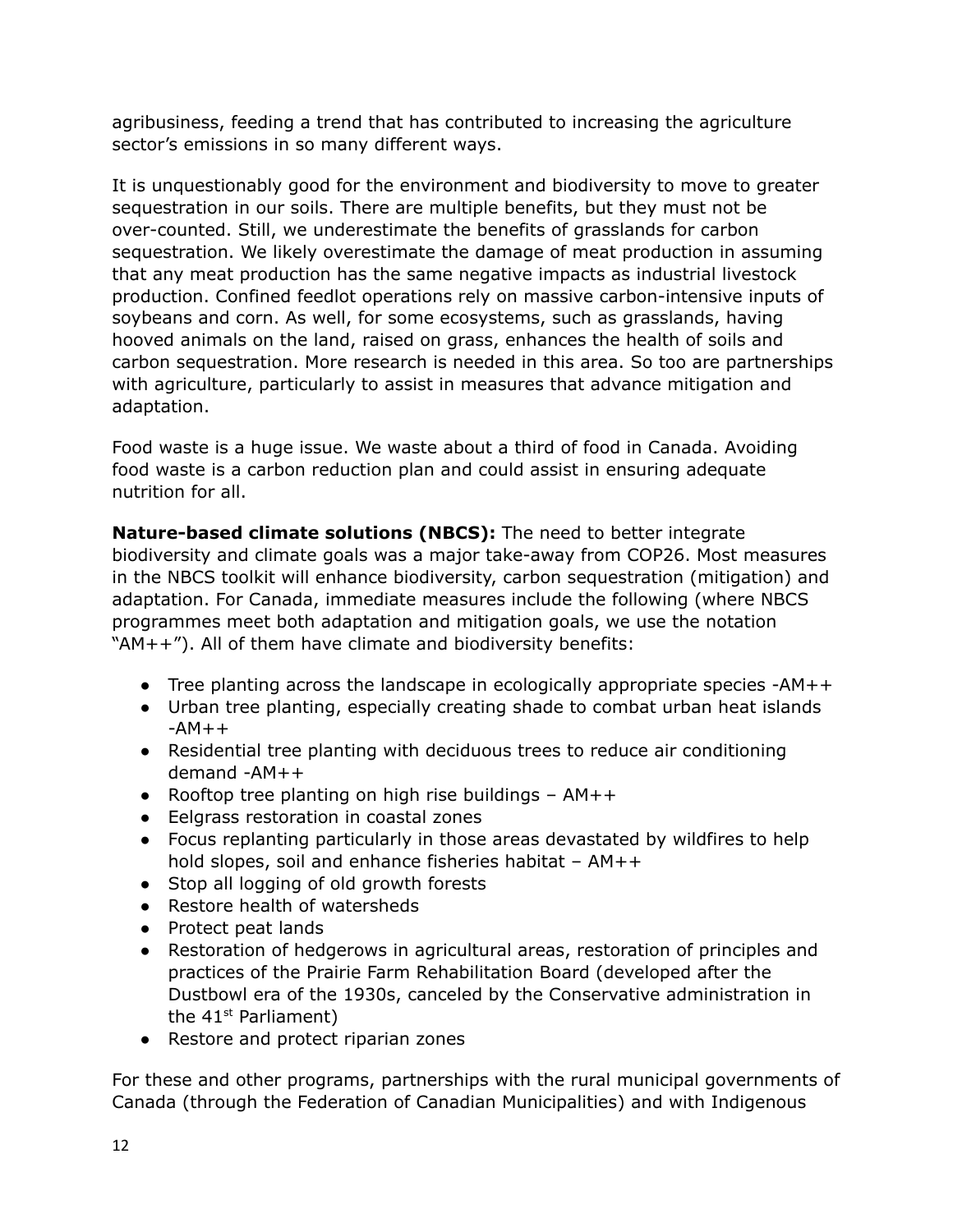agribusiness, feeding a trend that has contributed to increasing the agriculture sector's emissions in so many different ways.

It is unquestionably good for the environment and biodiversity to move to greater sequestration in our soils. There are multiple benefits, but they must not be over-counted. Still, we underestimate the benefits of grasslands for carbon sequestration. We likely overestimate the damage of meat production in assuming that any meat production has the same negative impacts as industrial livestock production. Confined feedlot operations rely on massive carbon-intensive inputs of soybeans and corn. As well, for some ecosystems, such as grasslands, having hooved animals on the land, raised on grass, enhances the health of soils and carbon sequestration. More research is needed in this area. So too are partnerships with agriculture, particularly to assist in measures that advance mitigation and adaptation.

Food waste is a huge issue. We waste about a third of food in Canada. Avoiding food waste is a carbon reduction plan and could assist in ensuring adequate nutrition for all.

**Nature-based climate solutions (NBCS):** The need to better integrate biodiversity and climate goals was a major take-away from COP26. Most measures in the NBCS toolkit will enhance biodiversity, carbon sequestration (mitigation) and adaptation. For Canada, immediate measures include the following (where NBCS programmes meet both adaptation and mitigation goals, we use the notation "AM++"). All of them have climate and biodiversity benefits:

- Tree planting across the landscape in ecologically appropriate species -AM++
- Urban tree planting, especially creating shade to combat urban heat islands -AM++
- Residential tree planting with deciduous trees to reduce air conditioning demand -AM++
- Rooftop tree planting on high rise buildings – AM++
- Eelgrass restoration in coastal zones
- Focus replanting particularly in those areas devastated by wildfires to help hold slopes, soil and enhance fisheries habitat – AM++
- Stop all logging of old growth forests
- Restore health of watersheds
- Protect peat lands
- Restoration of hedgerows in agricultural areas, restoration of principles and practices of the Prairie Farm Rehabilitation Board (developed after the Dustbowl era of the 1930s, canceled by the Conservative administration in the 41st Parliament)
- Restore and protect riparian zones

For these and other programs, partnerships with the rural municipal governments of Canada (through the Federation of Canadian Municipalities) and with Indigenous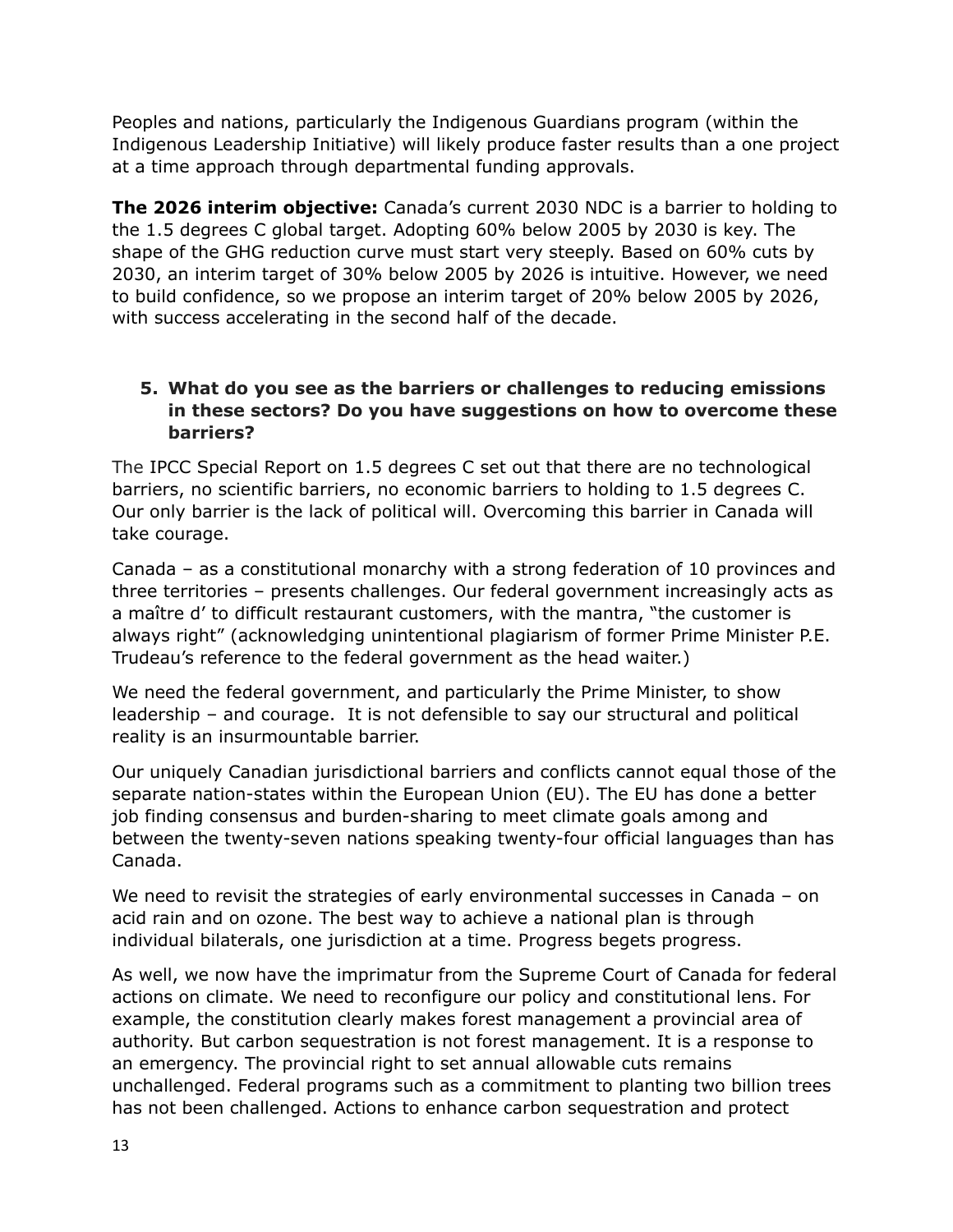Peoples and nations, particularly the Indigenous Guardians program (within the Indigenous Leadership Initiative) will likely produce faster results than a one project at a time approach through departmental funding approvals.

**The 2026 interim objective:** Canada's current 2030 NDC is a barrier to holding to the 1.5 degrees C global target. Adopting 60% below 2005 by 2030 is key. The shape of the GHG reduction curve must start very steeply. Based on 60% cuts by 2030, an interim target of 30% below 2005 by 2026 is intuitive. However, we need to build confidence, so we propose an interim target of 20% below 2005 by 2026, with success accelerating in the second half of the decade.

5. **What do you see as the barriers or challenges to reducing emissions in these sectors? Do you have suggestions on how to overcome these barriers?**

The IPCC Special Report on 1.5 degrees C set out that there are no technological barriers, no scientific barriers, no economic barriers to holding to 1.5 degrees C. Our only barrier is the lack of political will. Overcoming this barrier in Canada will take courage.

Canada – as a constitutional monarchy with a strong federation of 10 provinces and three territories – presents challenges. Our federal government increasingly acts as a maître d' to difficult restaurant customers, with the mantra, "the customer is always right" (acknowledging unintentional plagiarism of former Prime Minister P.E. Trudeau's reference to the federal government as the head waiter.)

We need the federal government, and particularly the Prime Minister, to show leadership – and courage. It is not defensible to say our structural and political reality is an insurmountable barrier.

Our uniquely Canadian jurisdictional barriers and conflicts cannot equal those of the separate nation-states within the European Union (EU). The EU has done a better job finding consensus and burden-sharing to meet climate goals among and between the twenty-seven nations speaking twenty-four official languages than has Canada.

We need to revisit the strategies of early environmental successes in Canada – on acid rain and on ozone. The best way to achieve a national plan is through individual bilaterals, one jurisdiction at a time. Progress begets progress.

As well, we now have the imprimatur from the Supreme Court of Canada for federal actions on climate. We need to reconfigure our policy and constitutional lens. For example, the constitution clearly makes forest management a provincial area of authority. But carbon sequestration is not forest management. It is a response to an emergency. The provincial right to set annual allowable cuts remains unchallenged. Federal programs such as a commitment to planting two billion trees has not been challenged. Actions to enhance carbon sequestration and protect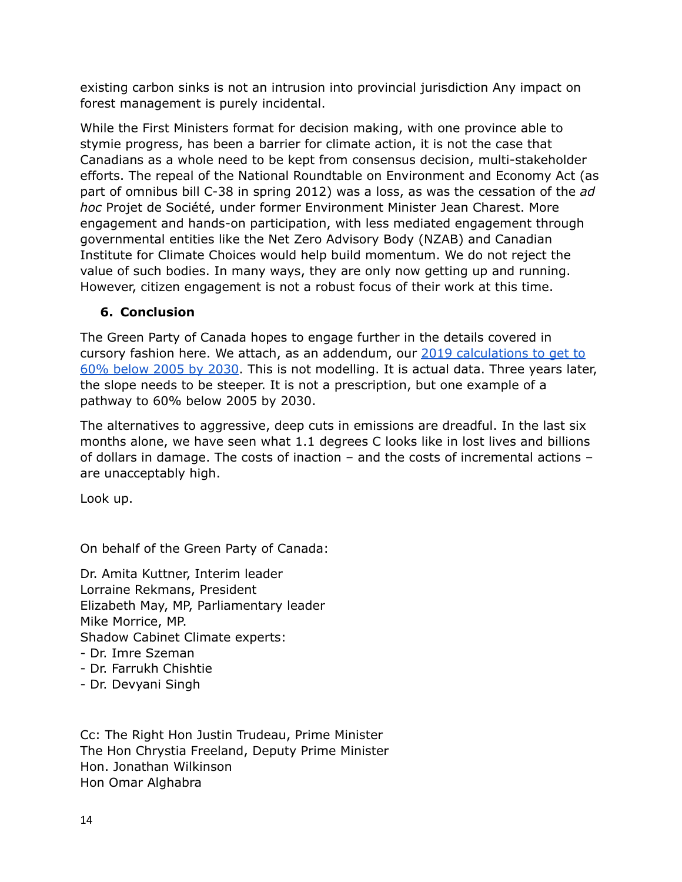existing carbon sinks is not an intrusion into provincial jurisdiction Any impact on forest management is purely incidental.

While the First Ministers format for decision making, with one province able to stymie progress, has been a barrier for climate action, it is not the case that Canadians as a whole need to be kept from consensus decision, multi-stakeholder efforts. The repeal of the National Roundtable on Environment and Economy Act (as part of omnibus bill C-38 in spring 2012) was a loss, as was the cessation of the *ad hoc* Projet de Société, under former Environment Minister Jean Charest. More engagement and hands-on participation, with less mediated engagement through governmental entities like the Net Zero Advisory Body (NZAB) and Canadian Institute for Climate Choices would help build momentum. We do not reject the value of such bodies. In many ways, they are only now getting up and running. However, citizen engagement is not a robust focus of their work at this time.

## 6. Conclusion

The Green Party of Canada hopes to engage further in the details covered in cursory fashion here. We attach, as an addendum, our 2019 calculations to get to 60% below 2005 by 2030. This is not modelling. It is actual data. Three years later, the slope needs to be steeper. It is not a prescription, but one example of a pathway to 60% below 2005 by 2030.

The alternatives to aggressive, deep cuts in emissions are dreadful. In the last six months alone, we have seen what 1.1 degrees C looks like in lost lives and billions of dollars in damage. The costs of inaction – and the costs of incremental actions – are unacceptably high.

Look up.

On behalf of the Green Party of Canada:

Dr. Amita Kuttner, Interim leader
Lorraine Rekmans, President
Elizabeth May, MP, Parliamentary leader
Mike Morrice, MP.
Shadow Cabinet Climate experts:
- Dr. Imre Szeman
- Dr. Farrukh Chishtie
- Dr. Devyani Singh

Cc: The Right Hon Justin Trudeau, Prime Minister
The Hon Chrystia Freeland, Deputy Prime Minister
Hon. Jonathan Wilkinson
Hon Omar Alghabra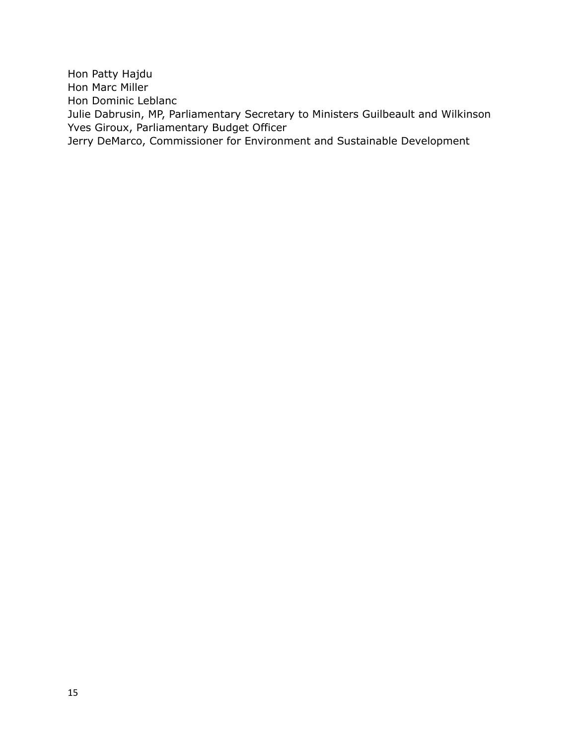Hon Patty Hajdu  
Hon Marc Miller  
Hon Dominic Leblanc  
Julie Dabrusin, MP, Parliamentary Secretary to Ministers Guilbeault and Wilkinson  
Yves Giroux, Parliamentary Budget Officer  
Jerry DeMarco, Commissioner for Environment and Sustainable Development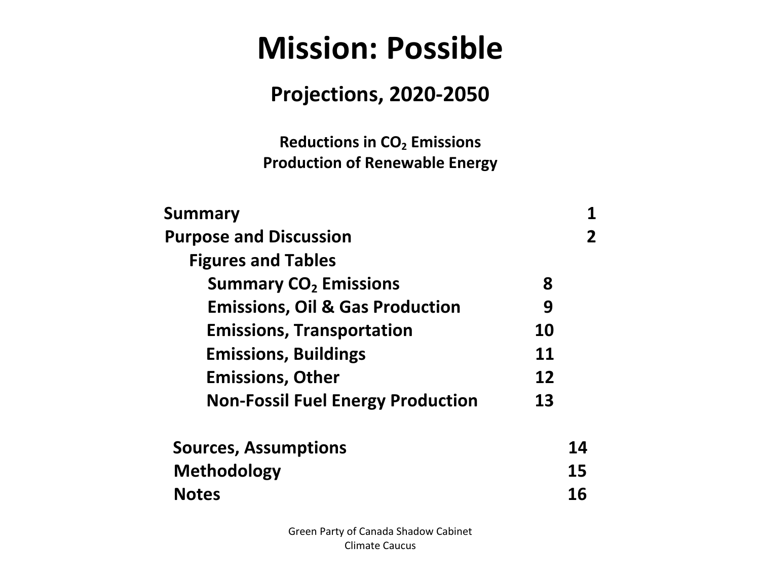# Mission: Possible

## Projections, 2020-2050

**Reductions in $CO_2$ Emissions**
**Production of Renewable Energy**

| | |
|---|---|
| **Summary** | **1** |
| **Purpose and Discussion** | **2** |
| **Figures and Tables** | |
| **Summary $CO_2$ Emissions** | **8** |
| **Emissions, Oil & Gas Production** | **9** |
| **Emissions, Transportation** | **10** |
| **Emissions, Buildings** | **11** |
| **Emissions, Other** | **12** |
| **Non-Fossil Fuel Energy Production** | **13** |
| **Sources, Assumptions** | **14** |
| **Methodology** | **15** |
| **Notes** | **16** |

Green Party of Canada Shadow Cabinet
Climate Caucus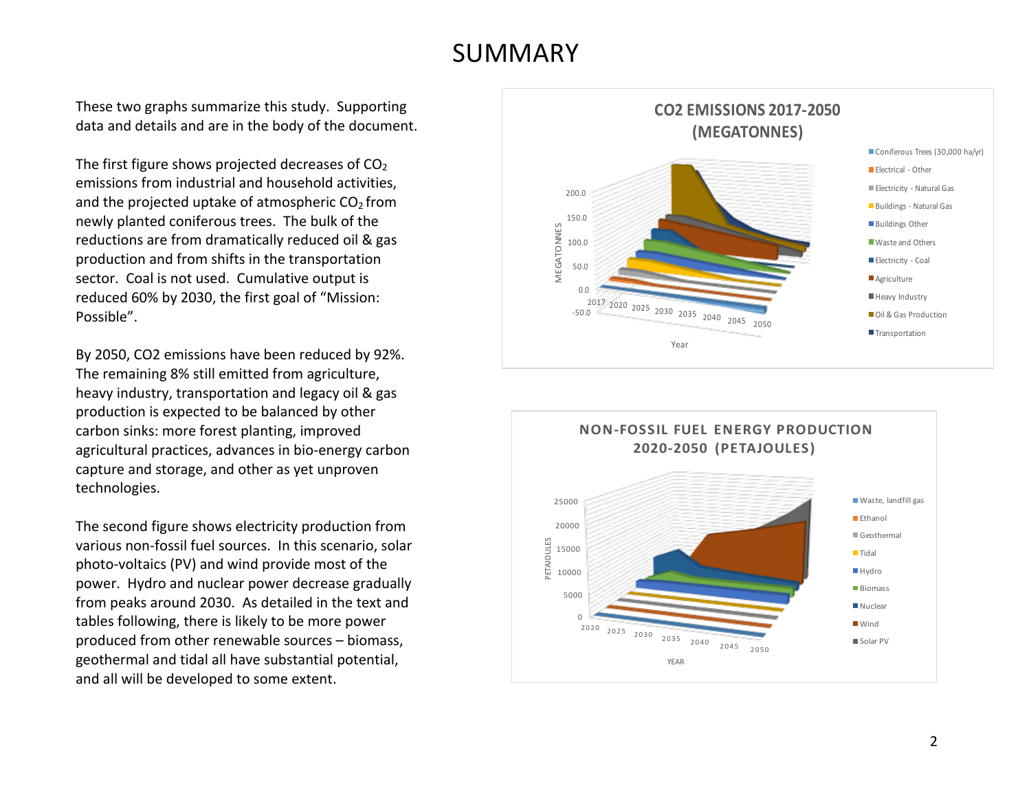# SUMMARY

These two graphs summarize this study. Supporting data and details and are in the body of the document.

The first figure shows projected decreases of $CO_2$ emissions from industrial and household activities, and the projected uptake of atmospheric $CO_2$ from newly planted coniferous trees. The bulk of the reductions are from dramatically reduced oil & gas production and from shifts in the transportation sector. Coal is not used. Cumulative output is reduced 60% by 2030, the first goal of "Mission: Possible".

By 2050, CO2 emissions have been reduced by 92%. The remaining 8% still emitted from agriculture, heavy industry, transportation and legacy oil & gas production is expected to be balanced by other carbon sinks: more forest planting, improved agricultural practices, advances in bio-energy carbon capture and storage, and other as yet unproven technologies.

The second figure shows electricity production from various non-fossil fuel sources. In this scenario, solar photo-voltaics (PV) and wind provide most of the power. Hydro and nuclear power decrease gradually from peaks around 2030. As detailed in the text and tables following, there is likely to be more power produced from other renewable sources – biomass, geothermal and tidal all have substantial potential, and all will be developed to some extent.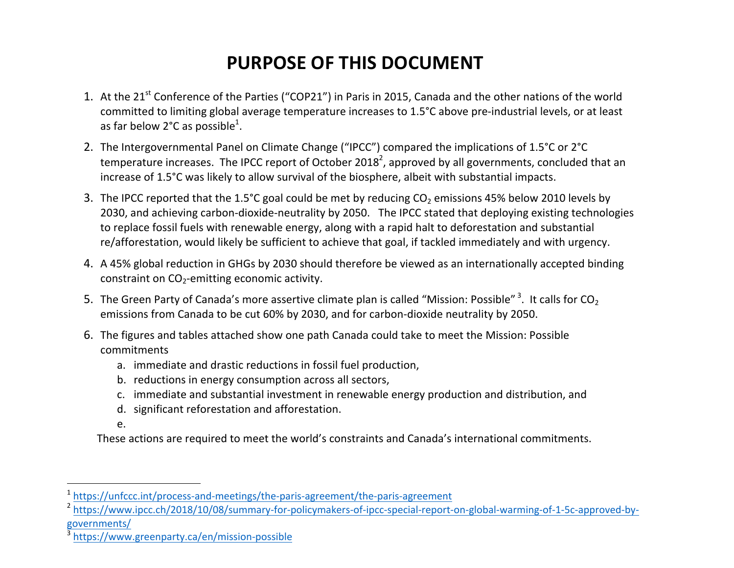# PURPOSE OF THIS DOCUMENT

1. At the 21st Conference of the Parties ("COP21") in Paris in 2015, Canada and the other nations of the world committed to limiting global average temperature increases to 1.5°C above pre-industrial levels, or at least as far below 2°C as possible[1].

2. The Intergovernmental Panel on Climate Change ("IPCC") compared the implications of 1.5°C or 2°C temperature increases. The IPCC report of October 2018[2], approved by all governments, concluded that an increase of 1.5°C was likely to allow survival of the biosphere, albeit with substantial impacts.

3. The IPCC reported that the 1.5°C goal could be met by reducing $CO_2$ emissions 45% below 2010 levels by 2030, and achieving carbon-dioxide-neutrality by 2050. The IPCC stated that deploying existing technologies to replace fossil fuels with renewable energy, along with a rapid halt to deforestation and substantial re/afforestation, would likely be sufficient to achieve that goal, if tackled immediately and with urgency.

4. A 45% global reduction in GHGs by 2030 should therefore be viewed as an internationally accepted binding constraint on $CO_2$-emitting economic activity.

5. The Green Party of Canada's more assertive climate plan is called "Mission: Possible"[3]. It calls for $CO_2$ emissions from Canada to be cut 60% by 2030, and for carbon-dioxide neutrality by 2050.

6. The figures and tables attached show one path Canada could take to meet the Mission: Possible commitments
   a. immediate and drastic reductions in fossil fuel production,
   b. reductions in energy consumption across all sectors,
   c. immediate and substantial investment in renewable energy production and distribution, and
   d. significant reforestation and afforestation.
   e.

   These actions are required to meet the world's constraints and Canada's international commitments.

---

[1] https://unfccc.int/process-and-meetings/the-paris-agreement/the-paris-agreement

[2] https://www.ipcc.ch/2018/10/08/summary-for-policymakers-of-ipcc-special-report-on-global-warming-of-1-5c-approved-by-governments/

[3] https://www.greenparty.ca/en/mission-possible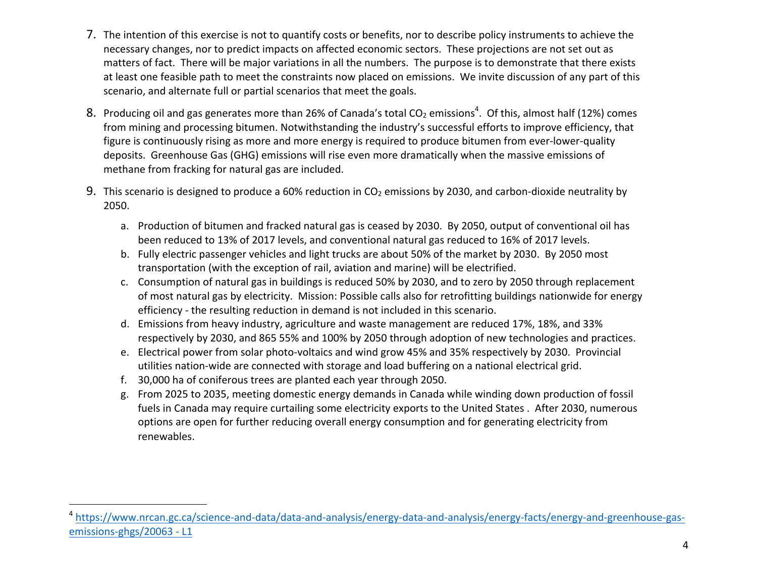7. The intention of this exercise is not to quantify costs or benefits, nor to describe policy instruments to achieve the necessary changes, nor to predict impacts on affected economic sectors. These projections are not set out as matters of fact. There will be major variations in all the numbers. The purpose is to demonstrate that there exists at least one feasible path to meet the constraints now placed on emissions. We invite discussion of any part of this scenario, and alternate full or partial scenarios that meet the goals.

8. Producing oil and gas generates more than 26% of Canada's total $CO_2$ emissions[4]. Of this, almost half (12%) comes from mining and processing bitumen. Notwithstanding the industry's successful efforts to improve efficiency, that figure is continuously rising as more and more energy is required to produce bitumen from ever-lower-quality deposits. Greenhouse Gas (GHG) emissions will rise even more dramatically when the massive emissions of methane from fracking for natural gas are included.

9. This scenario is designed to produce a 60% reduction in $CO_2$ emissions by 2030, and carbon-dioxide neutrality by 2050.

   a. Production of bitumen and fracked natural gas is ceased by 2030. By 2050, output of conventional oil has been reduced to 13% of 2017 levels, and conventional natural gas reduced to 16% of 2017 levels.
   b. Fully electric passenger vehicles and light trucks are about 50% of the market by 2030. By 2050 most transportation (with the exception of rail, aviation and marine) will be electrified.
   c. Consumption of natural gas in buildings is reduced 50% by 2030, and to zero by 2050 through replacement of most natural gas by electricity. Mission: Possible calls also for retrofitting buildings nationwide for energy efficiency - the resulting reduction in demand is not included in this scenario.
   d. Emissions from heavy industry, agriculture and waste management are reduced 17%, 18%, and 33% respectively by 2030, and 865 55% and 100% by 2050 through adoption of new technologies and practices.
   e. Electrical power from solar photo-voltaics and wind grow 45% and 35% respectively by 2030. Provincial utilities nation-wide are connected with storage and load buffering on a national electrical grid.
   f. 30,000 ha of coniferous trees are planted each year through 2050.
   g. From 2025 to 2035, meeting domestic energy demands in Canada while winding down production of fossil fuels in Canada may require curtailing some electricity exports to the United States . After 2030, numerous options are open for further reducing overall energy consumption and for generating electricity from renewables.

---

[4] https://www.nrcan.gc.ca/science-and-data/data-and-analysis/energy-data-and-analysis/energy-facts/energy-and-greenhouse-gas-emissions-ghgs/20063 - L1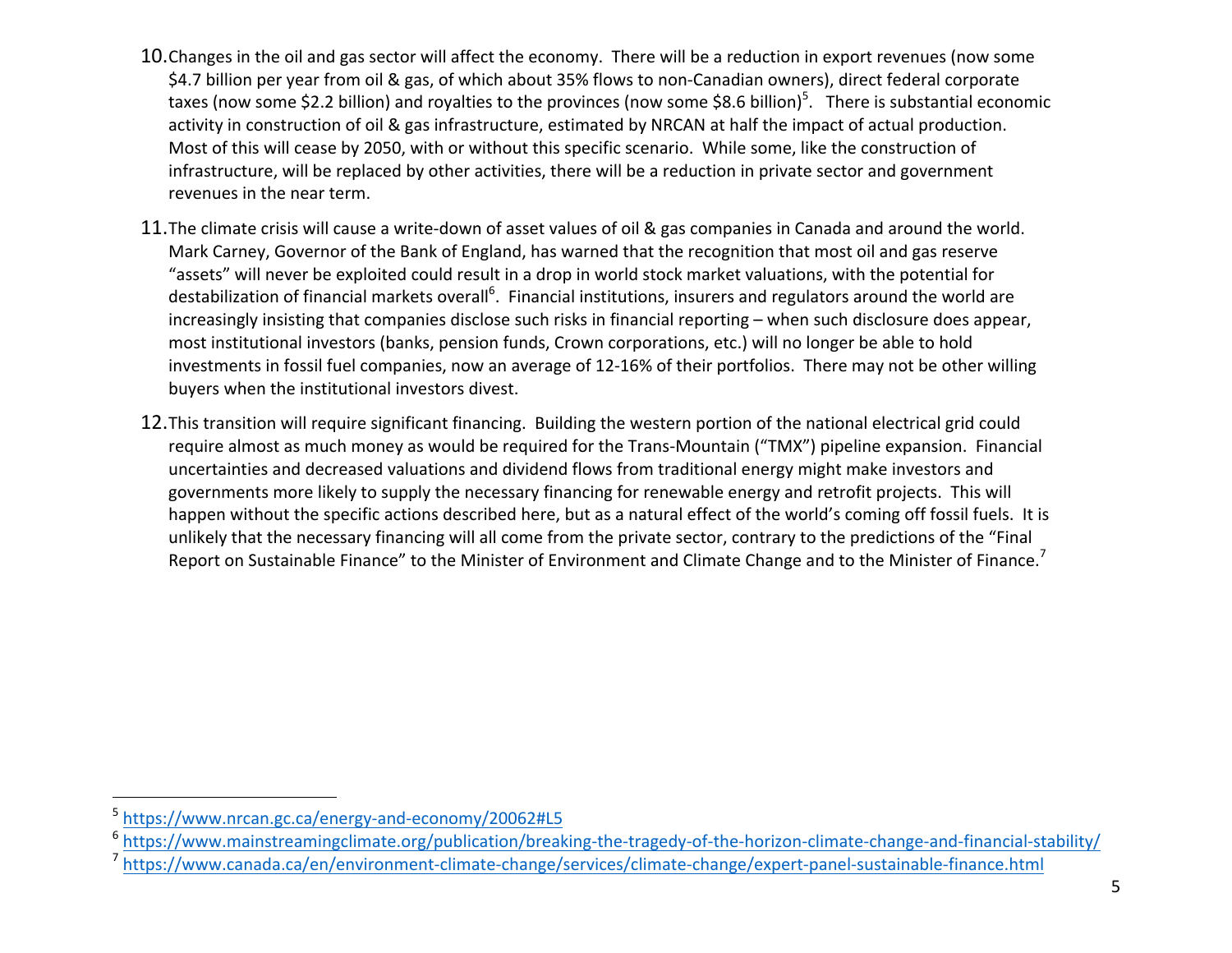10. Changes in the oil and gas sector will affect the economy. There will be a reduction in export revenues (now some $4.7 billion per year from oil & gas, of which about 35% flows to non-Canadian owners), direct federal corporate taxes (now some $2.2 billion) and royalties to the provinces (now some $8.6 billion)[5]. There is substantial economic activity in construction of oil & gas infrastructure, estimated by NRCAN at half the impact of actual production. Most of this will cease by 2050, with or without this specific scenario. While some, like the construction of infrastructure, will be replaced by other activities, there will be a reduction in private sector and government revenues in the near term.

11. The climate crisis will cause a write-down of asset values of oil & gas companies in Canada and around the world. Mark Carney, Governor of the Bank of England, has warned that the recognition that most oil and gas reserve "assets" will never be exploited could result in a drop in world stock market valuations, with the potential for destabilization of financial markets overall[6]. Financial institutions, insurers and regulators around the world are increasingly insisting that companies disclose such risks in financial reporting – when such disclosure does appear, most institutional investors (banks, pension funds, Crown corporations, etc.) will no longer be able to hold investments in fossil fuel companies, now an average of 12-16% of their portfolios. There may not be other willing buyers when the institutional investors divest.

12. This transition will require significant financing. Building the western portion of the national electrical grid could require almost as much money as would be required for the Trans-Mountain ("TMX") pipeline expansion. Financial uncertainties and decreased valuations and dividend flows from traditional energy might make investors and governments more likely to supply the necessary financing for renewable energy and retrofit projects. This will happen without the specific actions described here, but as a natural effect of the world's coming off fossil fuels. It is unlikely that the necessary financing will all come from the private sector, contrary to the predictions of the "Final Report on Sustainable Finance" to the Minister of Environment and Climate Change and to the Minister of Finance.[7]

---

[5] https://www.nrcan.gc.ca/energy-and-economy/20062#L5

[6] https://www.mainstreamingclimate.org/publication/breaking-the-tragedy-of-the-horizon-climate-change-and-financial-stability/

[7] https://www.canada.ca/en/environment-climate-change/services/climate-change/expert-panel-sustainable-finance.html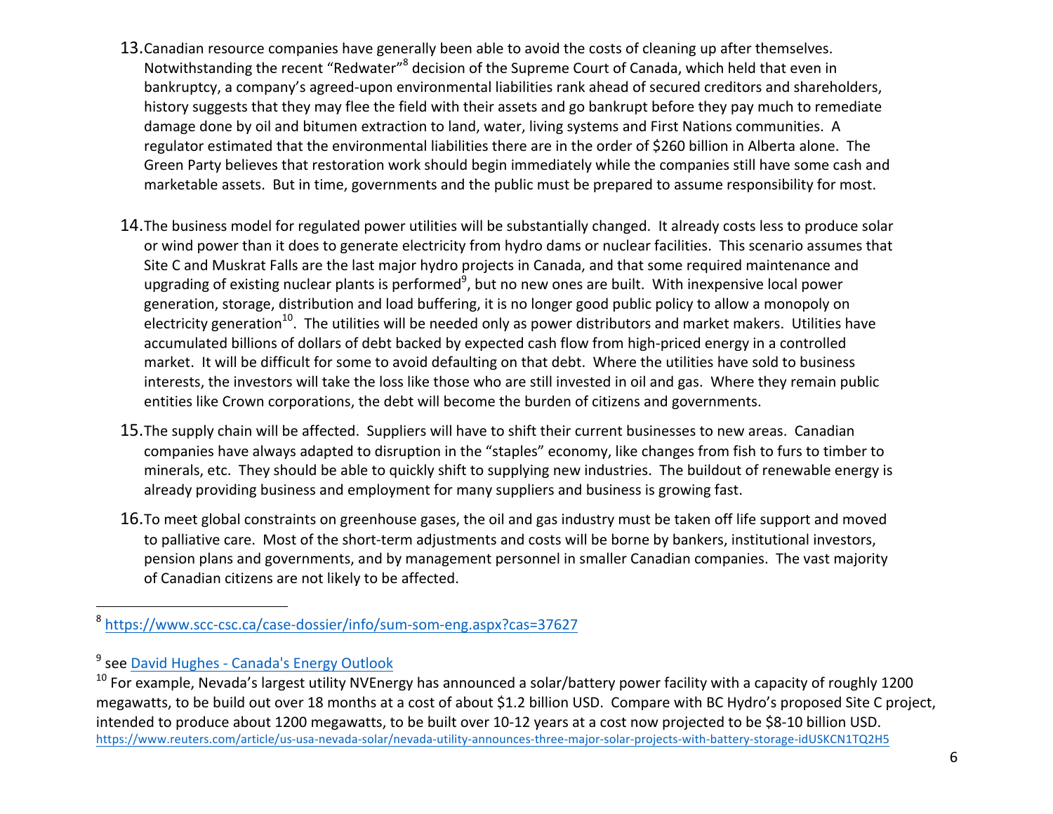13. Canadian resource companies have generally been able to avoid the costs of cleaning up after themselves. Notwithstanding the recent "Redwater"[8] decision of the Supreme Court of Canada, which held that even in bankruptcy, a company's agreed-upon environmental liabilities rank ahead of secured creditors and shareholders, history suggests that they may flee the field with their assets and go bankrupt before they pay much to remediate damage done by oil and bitumen extraction to land, water, living systems and First Nations communities. A regulator estimated that the environmental liabilities there are in the order of $260 billion in Alberta alone. The Green Party believes that restoration work should begin immediately while the companies still have some cash and marketable assets. But in time, governments and the public must be prepared to assume responsibility for most.

14. The business model for regulated power utilities will be substantially changed. It already costs less to produce solar or wind power than it does to generate electricity from hydro dams or nuclear facilities. This scenario assumes that Site C and Muskrat Falls are the last major hydro projects in Canada, and that some required maintenance and upgrading of existing nuclear plants is performed[9], but no new ones are built. With inexpensive local power generation, storage, distribution and load buffering, it is no longer good public policy to allow a monopoly on electricity generation[10]. The utilities will be needed only as power distributors and market makers. Utilities have accumulated billions of dollars of debt backed by expected cash flow from high-priced energy in a controlled market. It will be difficult for some to avoid defaulting on that debt. Where the utilities have sold to business interests, the investors will take the loss like those who are still invested in oil and gas. Where they remain public entities like Crown corporations, the debt will become the burden of citizens and governments.

15. The supply chain will be affected. Suppliers will have to shift their current businesses to new areas. Canadian companies have always adapted to disruption in the "staples" economy, like changes from fish to furs to timber to minerals, etc. They should be able to quickly shift to supplying new industries. The buildout of renewable energy is already providing business and employment for many suppliers and business is growing fast.

16. To meet global constraints on greenhouse gases, the oil and gas industry must be taken off life support and moved to palliative care. Most of the short-term adjustments and costs will be borne by bankers, institutional investors, pension plans and governments, and by management personnel in smaller Canadian companies. The vast majority of Canadian citizens are not likely to be affected.

---

[8] https://www.scc-csc.ca/case-dossier/info/sum-som-eng.aspx?cas=37627

[9] see David Hughes - Canada's Energy Outlook

[10] For example, Nevada's largest utility NVEnergy has announced a solar/battery power facility with a capacity of roughly 1200 megawatts, to be build out over 18 months at a cost of about $1.2 billion USD. Compare with BC Hydro's proposed Site C project, intended to produce about 1200 megawatts, to be built over 10-12 years at a cost now projected to be $8-10 billion USD. https://www.reuters.com/article/us-usa-nevada-solar/nevada-utility-announces-three-major-solar-projects-with-battery-storage-idUSKCN1TQ2H5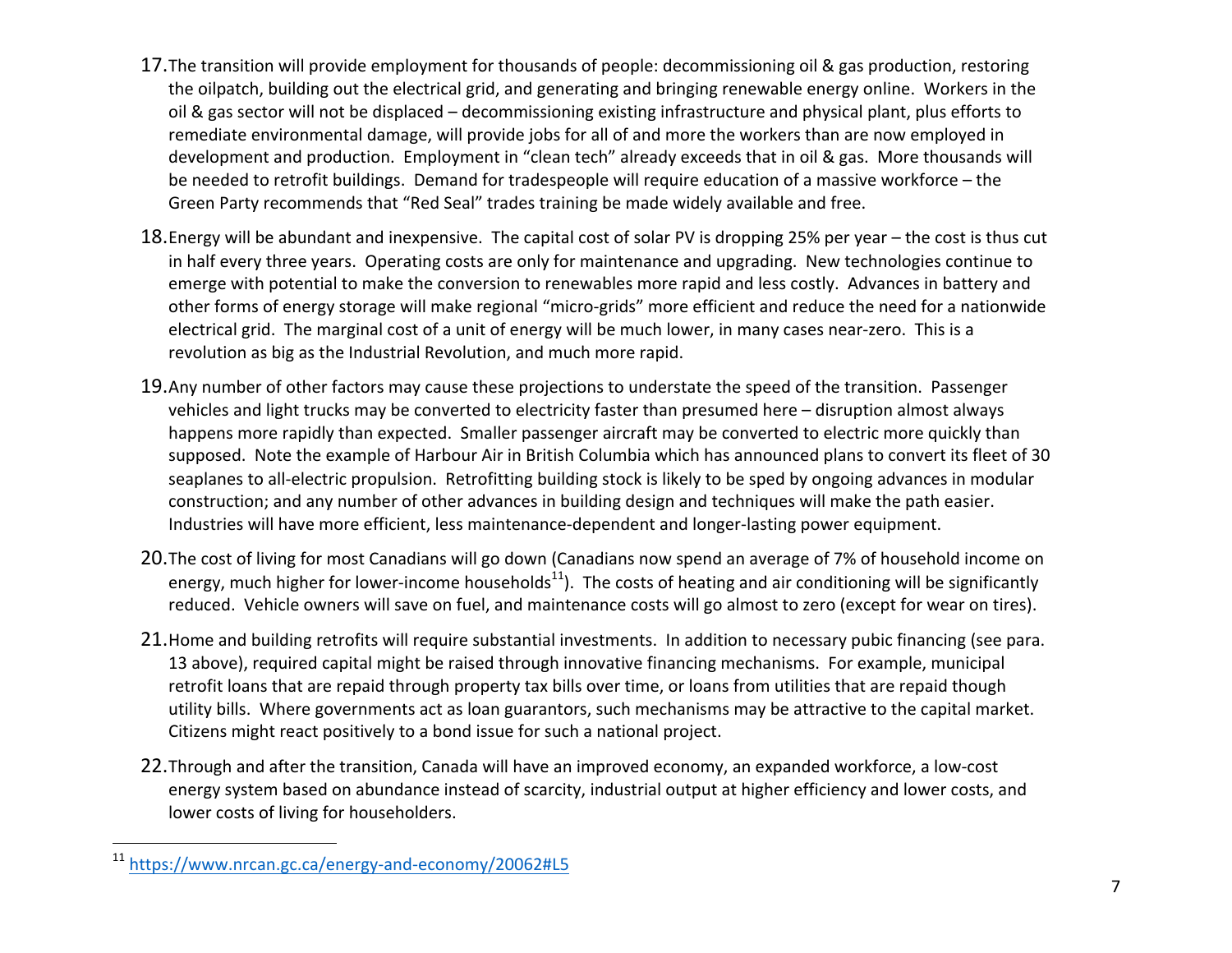17. The transition will provide employment for thousands of people: decommissioning oil & gas production, restoring the oilpatch, building out the electrical grid, and generating and bringing renewable energy online. Workers in the oil & gas sector will not be displaced – decommissioning existing infrastructure and physical plant, plus efforts to remediate environmental damage, will provide jobs for all of and more the workers than are now employed in development and production. Employment in "clean tech" already exceeds that in oil & gas. More thousands will be needed to retrofit buildings. Demand for tradespeople will require education of a massive workforce – the Green Party recommends that "Red Seal" trades training be made widely available and free.

18. Energy will be abundant and inexpensive. The capital cost of solar PV is dropping 25% per year – the cost is thus cut in half every three years. Operating costs are only for maintenance and upgrading. New technologies continue to emerge with potential to make the conversion to renewables more rapid and less costly. Advances in battery and other forms of energy storage will make regional "micro-grids" more efficient and reduce the need for a nationwide electrical grid. The marginal cost of a unit of energy will be much lower, in many cases near-zero. This is a revolution as big as the Industrial Revolution, and much more rapid.

19. Any number of other factors may cause these projections to understate the speed of the transition. Passenger vehicles and light trucks may be converted to electricity faster than presumed here – disruption almost always happens more rapidly than expected. Smaller passenger aircraft may be converted to electric more quickly than supposed. Note the example of Harbour Air in British Columbia which has announced plans to convert its fleet of 30 seaplanes to all-electric propulsion. Retrofitting building stock is likely to be sped by ongoing advances in modular construction; and any number of other advances in building design and techniques will make the path easier. Industries will have more efficient, less maintenance-dependent and longer-lasting power equipment.

20. The cost of living for most Canadians will go down (Canadians now spend an average of 7% of household income on energy, much higher for lower-income households[11]). The costs of heating and air conditioning will be significantly reduced. Vehicle owners will save on fuel, and maintenance costs will go almost to zero (except for wear on tires).

21. Home and building retrofits will require substantial investments. In addition to necessary pubic financing (see para. 13 above), required capital might be raised through innovative financing mechanisms. For example, municipal retrofit loans that are repaid through property tax bills over time, or loans from utilities that are repaid though utility bills. Where governments act as loan guarantors, such mechanisms may be attractive to the capital market. Citizens might react positively to a bond issue for such a national project.

22. Through and after the transition, Canada will have an improved economy, an expanded workforce, a low-cost energy system based on abundance instead of scarcity, industrial output at higher efficiency and lower costs, and lower costs of living for householders.

---

[11] https://www.nrcan.gc.ca/energy-and-economy/20062#L5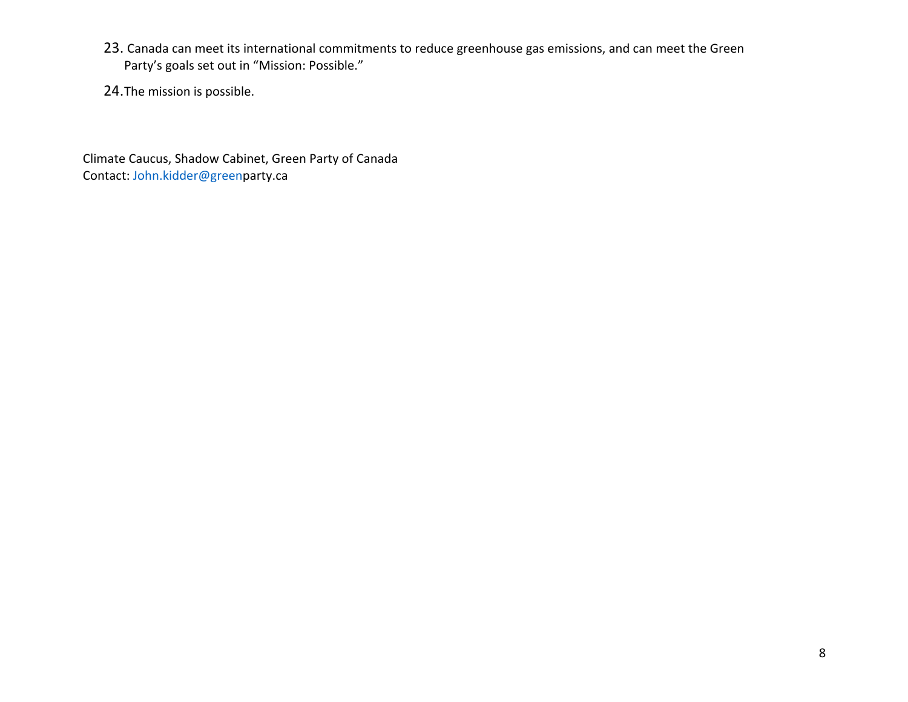23. Canada can meet its international commitments to reduce greenhouse gas emissions, and can meet the Green Party's goals set out in "Mission: Possible."

24. The mission is possible.

Climate Caucus, Shadow Cabinet, Green Party of Canada
Contact: John.kidder@greenparty.ca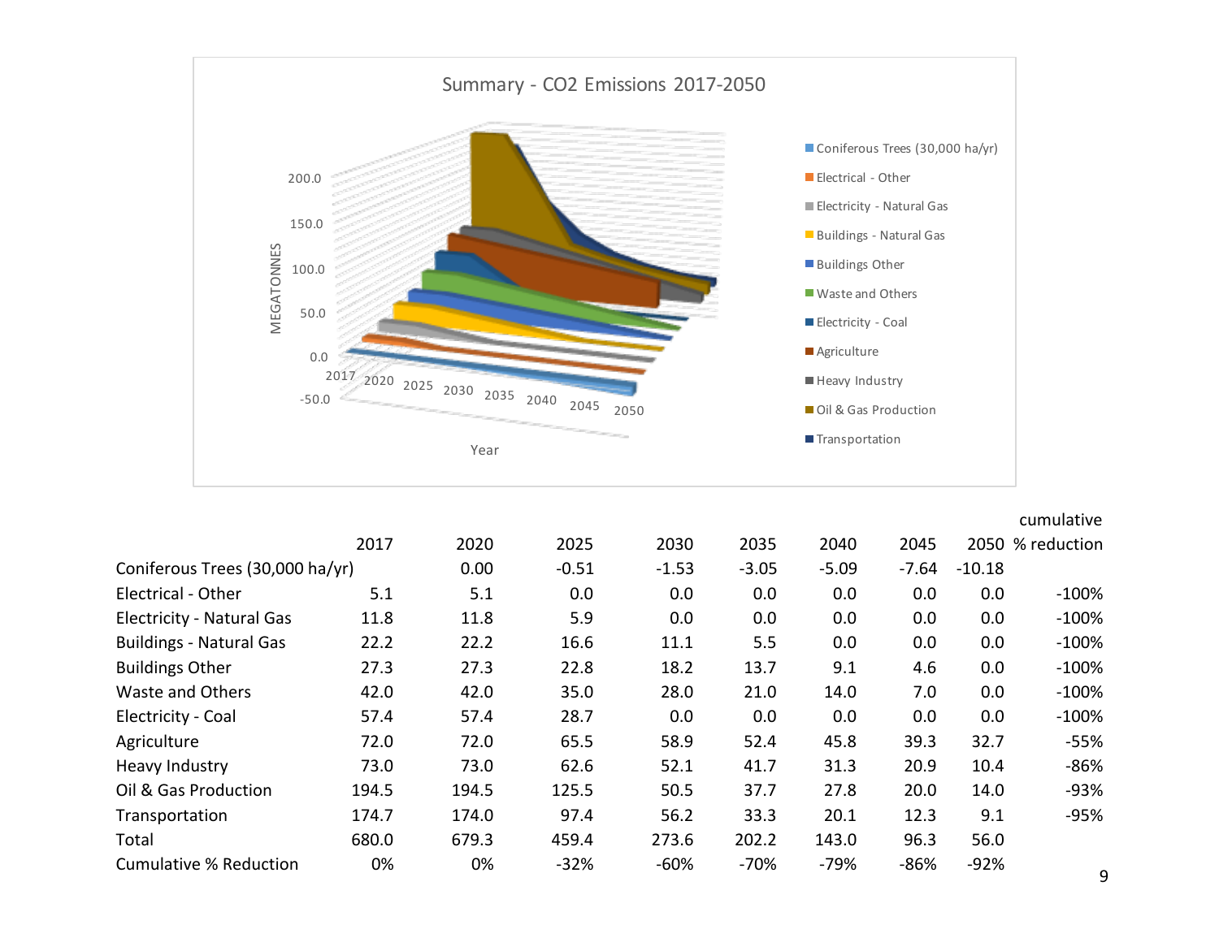## Summary - $CO_2$ Emissions 2017-2050

| | 2017 | 2020 | 2025 | 2030 | 2035 | 2040 | 2045 | 2050 | cumulative % reduction |
|---|---|---|---|---|---|---|---|---|---|
| Coniferous Trees (30,000 ha/yr) | | 0.00 | -0.51 | -1.53 | -3.05 | -5.09 | -7.64 | -10.18 | |
| Electrical - Other | 5.1 | 5.1 | 0.0 | 0.0 | 0.0 | 0.0 | 0.0 | 0.0 | -100% |
| Electricity - Natural Gas | 11.8 | 11.8 | 5.9 | 0.0 | 0.0 | 0.0 | 0.0 | 0.0 | -100% |
| Buildings - Natural Gas | 22.2 | 22.2 | 16.6 | 11.1 | 5.5 | 0.0 | 0.0 | 0.0 | -100% |
| Buildings Other | 27.3 | 27.3 | 22.8 | 18.2 | 13.7 | 9.1 | 4.6 | 0.0 | -100% |
| Waste and Others | 42.0 | 42.0 | 35.0 | 28.0 | 21.0 | 14.0 | 7.0 | 0.0 | -100% |
| Electricity - Coal | 57.4 | 57.4 | 28.7 | 0.0 | 0.0 | 0.0 | 0.0 | 0.0 | -100% |
| Agriculture | 72.0 | 72.0 | 65.5 | 58.9 | 52.4 | 45.8 | 39.3 | 32.7 | -55% |
| Heavy Industry | 73.0 | 73.0 | 62.6 | 52.1 | 41.7 | 31.3 | 20.9 | 10.4 | -86% |
| Oil & Gas Production | 194.5 | 194.5 | 125.5 | 50.5 | 37.7 | 27.8 | 20.0 | 14.0 | -93% |
| Transportation | 174.7 | 174.0 | 97.4 | 56.2 | 33.3 | 20.1 | 12.3 | 9.1 | -95% |
| Total | 680.0 | 679.3 | 459.4 | 273.6 | 202.2 | 143.0 | 96.3 | 56.0 | |
| Cumulative % Reduction | 0% | 0% | -32% | -60% | -70% | -79% | -86% | -92% | |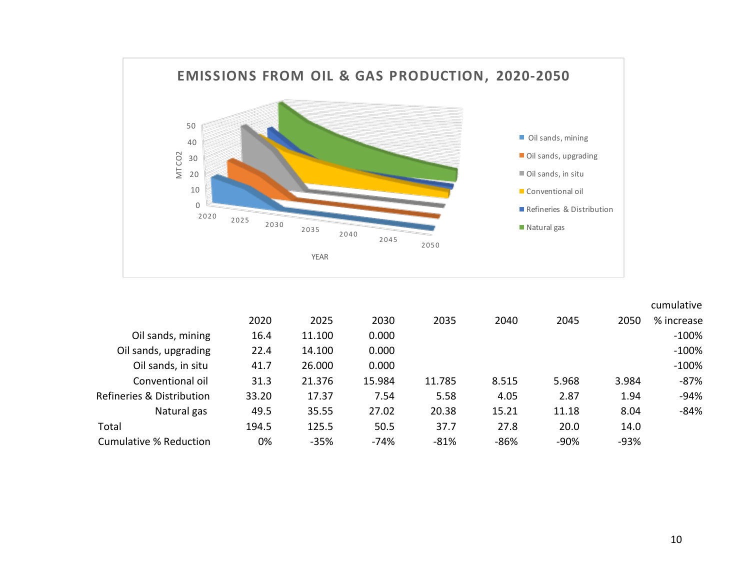**EMISSIONS FROM OIL & GAS PRODUCTION, 2020-2050**

| | 2020 | 2025 | 2030 | 2035 | 2040 | 2045 | 2050 | cumulative % increase |
|---|---|---|---|---|---|---|---|---|
| Oil sands, mining | 16.4 | 11.100 | 0.000 | | | | | -100% |
| Oil sands, upgrading | 22.4 | 14.100 | 0.000 | | | | | -100% |
| Oil sands, in situ | 41.7 | 26.000 | 0.000 | | | | | -100% |
| Conventional oil | 31.3 | 21.376 | 15.984 | 11.785 | 8.515 | 5.968 | 3.984 | -87% |
| Refineries & Distribution | 33.20 | 17.37 | 7.54 | 5.58 | 4.05 | 2.87 | 1.94 | -94% |
| Natural gas | 49.5 | 35.55 | 27.02 | 20.38 | 15.21 | 11.18 | 8.04 | -84% |
| Total | 194.5 | 125.5 | 50.5 | 37.7 | 27.8 | 20.0 | 14.0 | |
| Cumulative % Reduction | 0% | -35% | -74% | -81% | -86% | -90% | -93% | |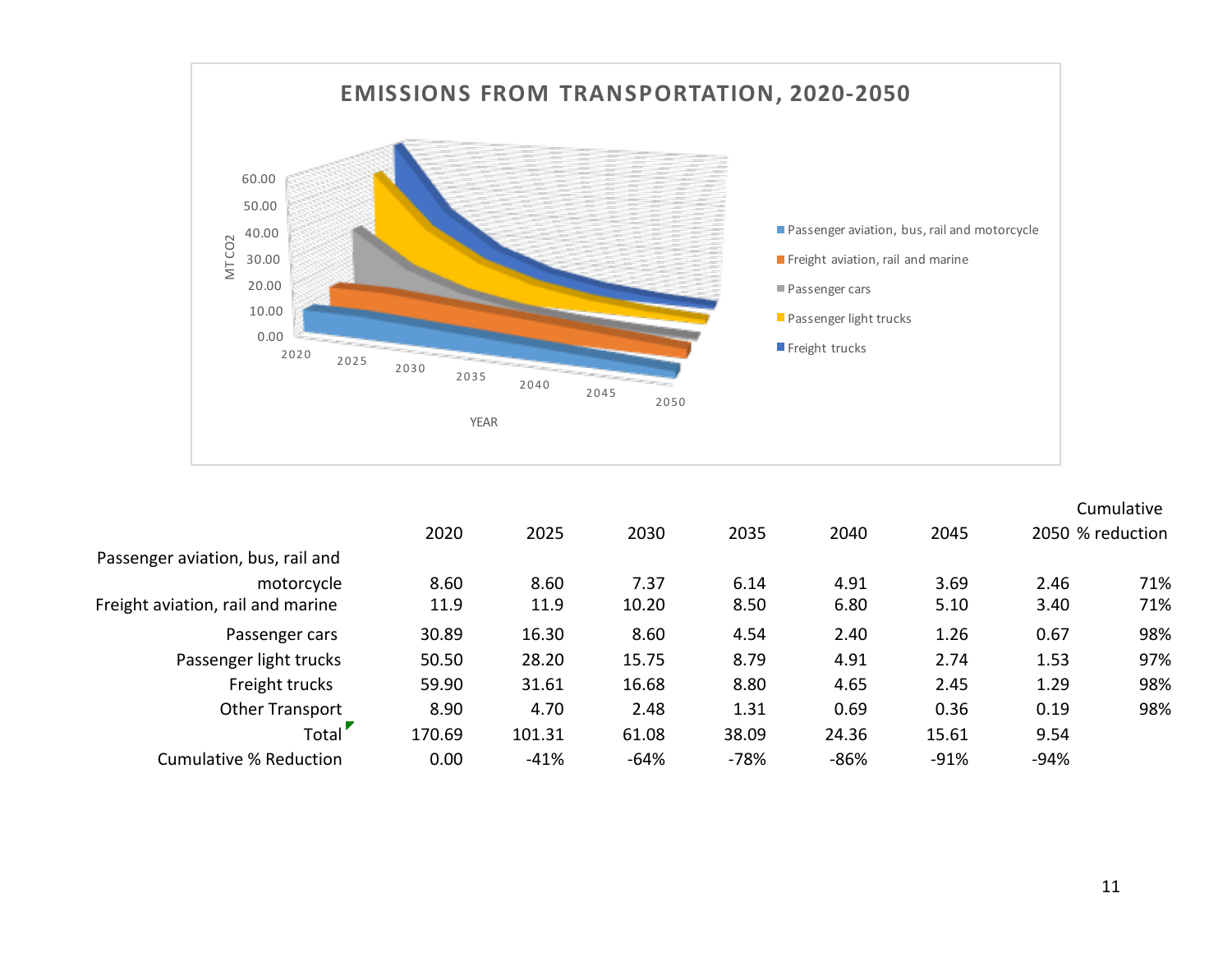# EMISSIONS FROM TRANSPORTATION, 2020-2050

| | 2020 | 2025 | 2030 | 2035 | 2040 | 2045 | 2050 | Cumulative % reduction |
|---|---|---|---|---|---|---|---|---|
| Passenger aviation, bus, rail and motorcycle | 8.60 | 8.60 | 7.37 | 6.14 | 4.91 | 3.69 | 2.46 | 71% |
| Freight aviation, rail and marine | 11.9 | 11.9 | 10.20 | 8.50 | 6.80 | 5.10 | 3.40 | 71% |
| Passenger cars | 30.89 | 16.30 | 8.60 | 4.54 | 2.40 | 1.26 | 0.67 | 98% |
| Passenger light trucks | 50.50 | 28.20 | 15.75 | 8.79 | 4.91 | 2.74 | 1.53 | 97% |
| Freight trucks | 59.90 | 31.61 | 16.68 | 8.80 | 4.65 | 2.45 | 1.29 | 98% |
| Other Transport | 8.90 | 4.70 | 2.48 | 1.31 | 0.69 | 0.36 | 0.19 | 98% |
| Total | 170.69 | 101.31 | 61.08 | 38.09 | 24.36 | 15.61 | 9.54 | |
| Cumulative % Reduction | 0.00 | -41% | -64% | -78% | -86% | -91% | -94% | |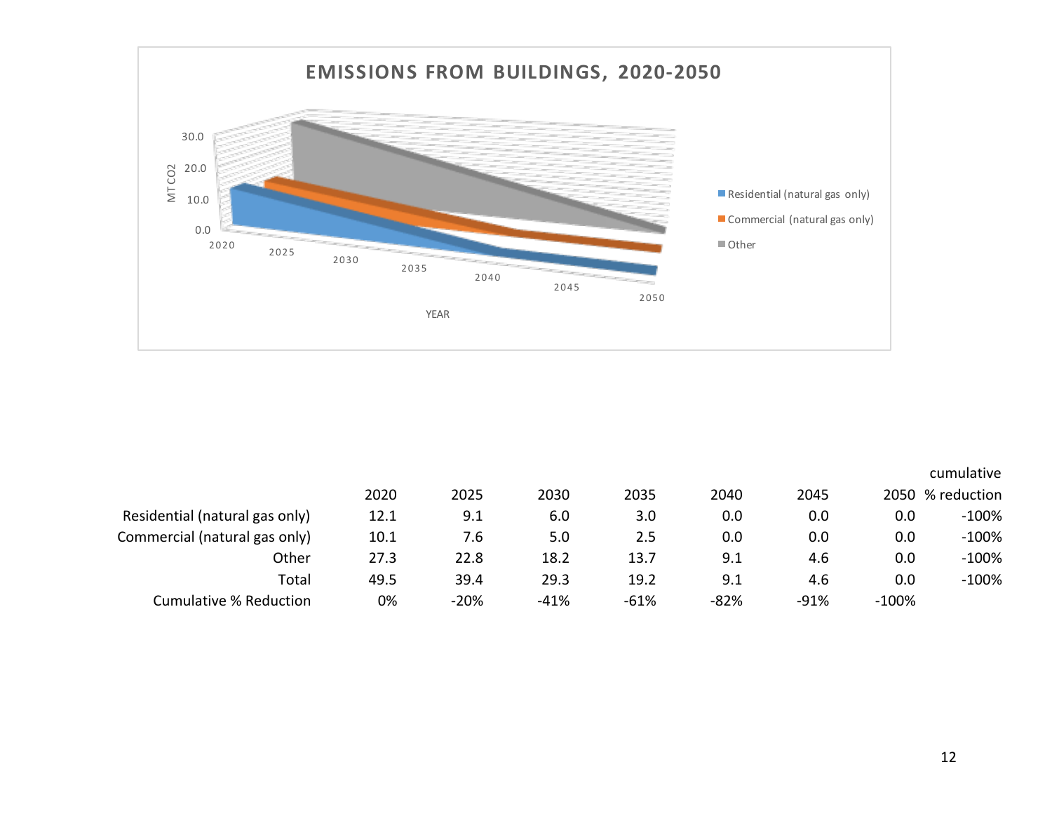# EMISSIONS FROM BUILDINGS, 2020-2050

| | 2020 | 2025 | 2030 | 2035 | 2040 | 2045 | 2050 | cumulative % reduction |
|---|---|---|---|---|---|---|---|---|
| Residential (natural gas only) | 12.1 | 9.1 | 6.0 | 3.0 | 0.0 | 0.0 | 0.0 | -100% |
| Commercial (natural gas only) | 10.1 | 7.6 | 5.0 | 2.5 | 0.0 | 0.0 | 0.0 | -100% |
| Other | 27.3 | 22.8 | 18.2 | 13.7 | 9.1 | 4.6 | 0.0 | -100% |
| Total | 49.5 | 39.4 | 29.3 | 19.2 | 9.1 | 4.6 | 0.0 | -100% |
| Cumulative % Reduction | 0% | -20% | -41% | -61% | -82% | -91% | -100% | |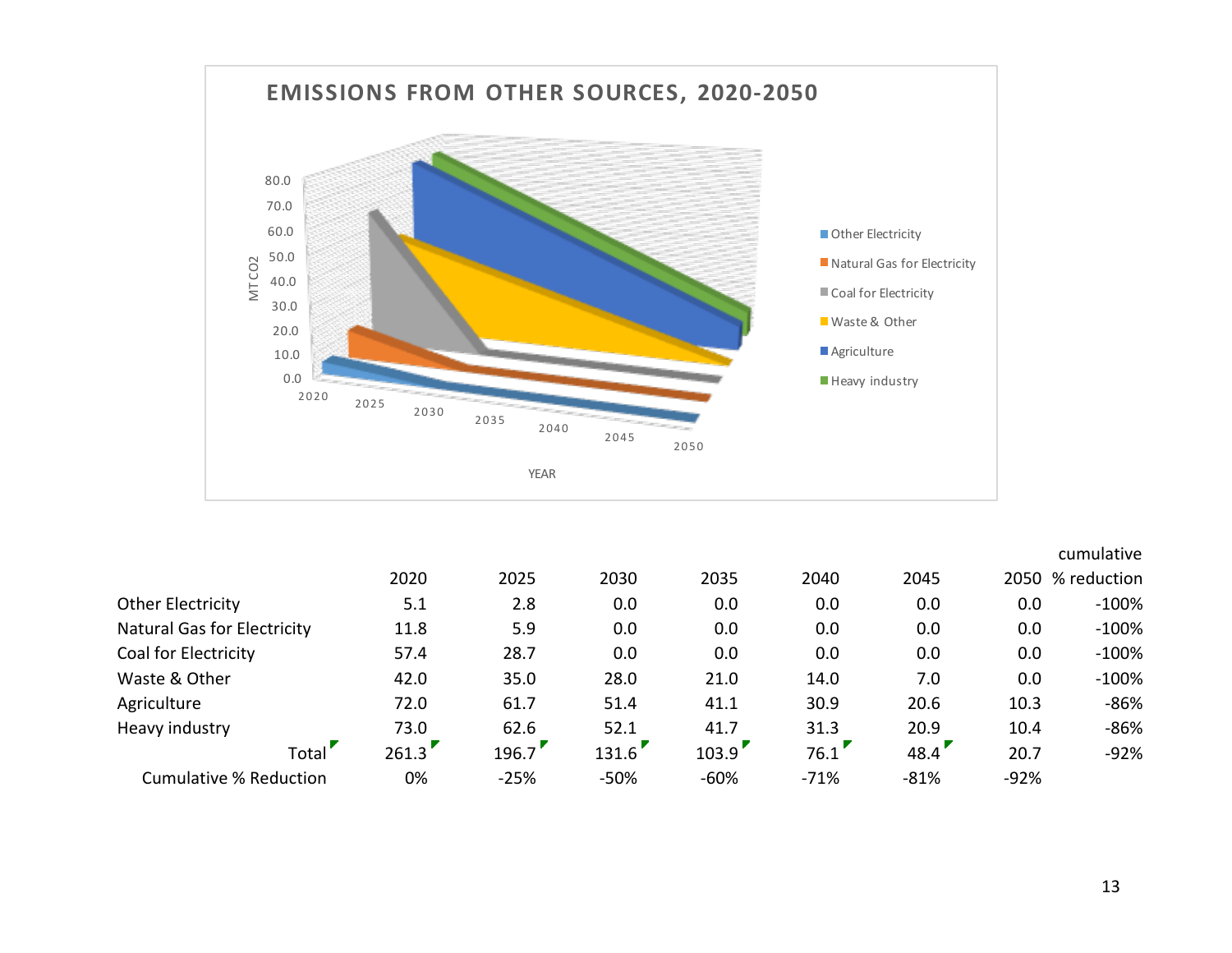## EMISSIONS FROM OTHER SOURCES, 2020-2050

| | 2020 | 2025 | 2030 | 2035 | 2040 | 2045 | 2050 | cumulative % reduction |
|---|---|---|---|---|---|---|---|---|
| Other Electricity | 5.1 | 2.8 | 0.0 | 0.0 | 0.0 | 0.0 | 0.0 | -100% |
| Natural Gas for Electricity | 11.8 | 5.9 | 0.0 | 0.0 | 0.0 | 0.0 | 0.0 | -100% |
| Coal for Electricity | 57.4 | 28.7 | 0.0 | 0.0 | 0.0 | 0.0 | 0.0 | -100% |
| Waste & Other | 42.0 | 35.0 | 28.0 | 21.0 | 14.0 | 7.0 | 0.0 | -100% |
| Agriculture | 72.0 | 61.7 | 51.4 | 41.1 | 30.9 | 20.6 | 10.3 | -86% |
| Heavy industry | 73.0 | 62.6 | 52.1 | 41.7 | 31.3 | 20.9 | 10.4 | -86% |
| Total | 261.3 | 196.7 | 131.6 | 103.9 | 76.1 | 48.4 | 20.7 | -92% |
| Cumulative % Reduction | 0% | -25% | -50% | -60% | -71% | -81% | -92% | |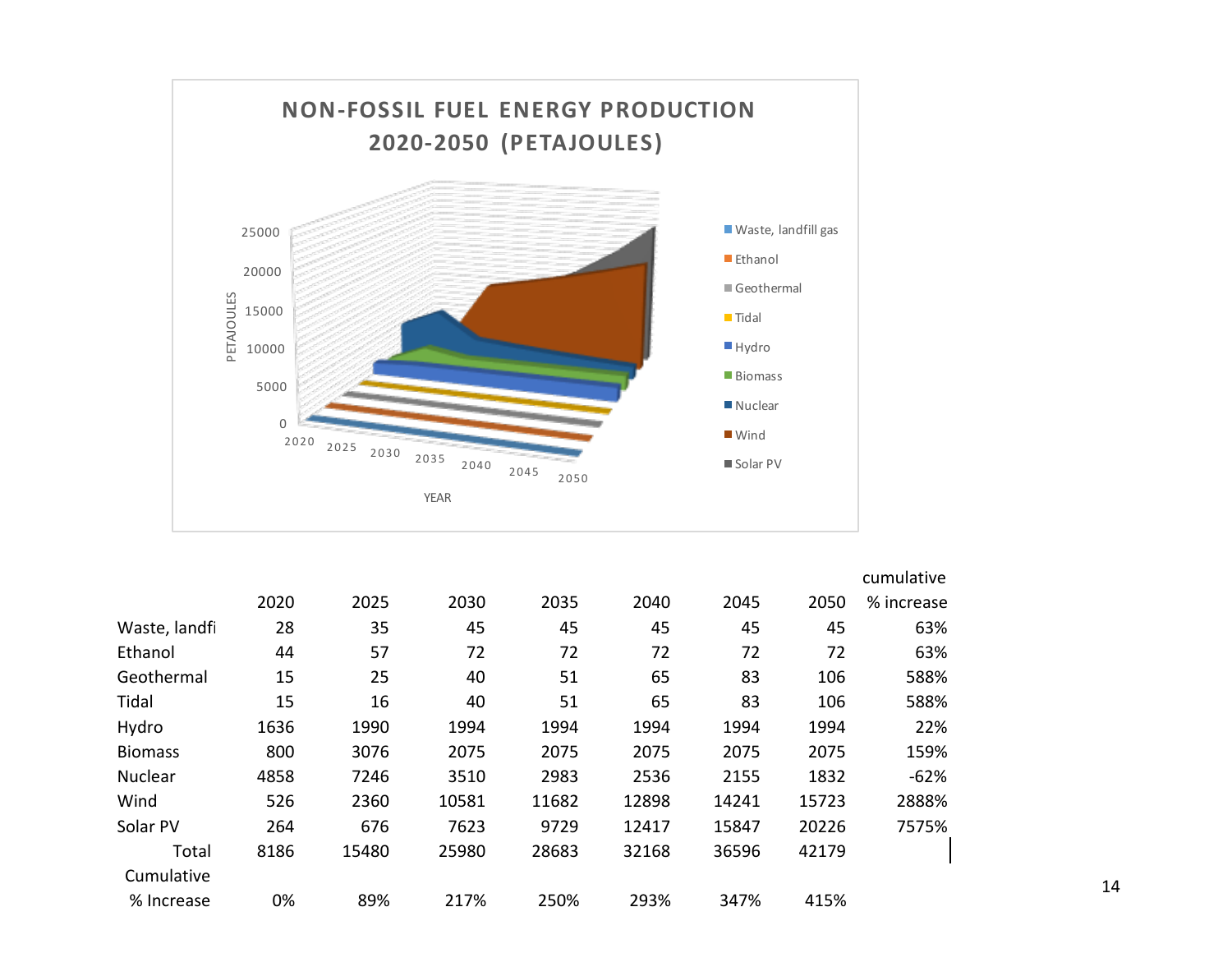## NON-FOSSIL FUEL ENERGY PRODUCTION 2020-2050 (PETAJOULES)

| | 2020 | 2025 | 2030 | 2035 | 2040 | 2045 | 2050 | cumulative % increase |
|---|---|---|---|---|---|---|---|---|
| Waste, landfi | 28 | 35 | 45 | 45 | 45 | 45 | 45 | 63% |
| Ethanol | 44 | 57 | 72 | 72 | 72 | 72 | 72 | 63% |
| Geothermal | 15 | 25 | 40 | 51 | 65 | 83 | 106 | 588% |
| Tidal | 15 | 16 | 40 | 51 | 65 | 83 | 106 | 588% |
| Hydro | 1636 | 1990 | 1994 | 1994 | 1994 | 1994 | 1994 | 22% |
| Biomass | 800 | 3076 | 2075 | 2075 | 2075 | 2075 | 2075 | 159% |
| Nuclear | 4858 | 7246 | 3510 | 2983 | 2536 | 2155 | 1832 | -62% |
| Wind | 526 | 2360 | 10581 | 11682 | 12898 | 14241 | 15723 | 2888% |
| Solar PV | 264 | 676 | 7623 | 9729 | 12417 | 15847 | 20226 | 7575% |
| Total | 8186 | 15480 | 25980 | 28683 | 32168 | 36596 | 42179 | |
| Cumulative % Increase | 0% | 89% | 217% | 250% | 293% | 347% | 415% | |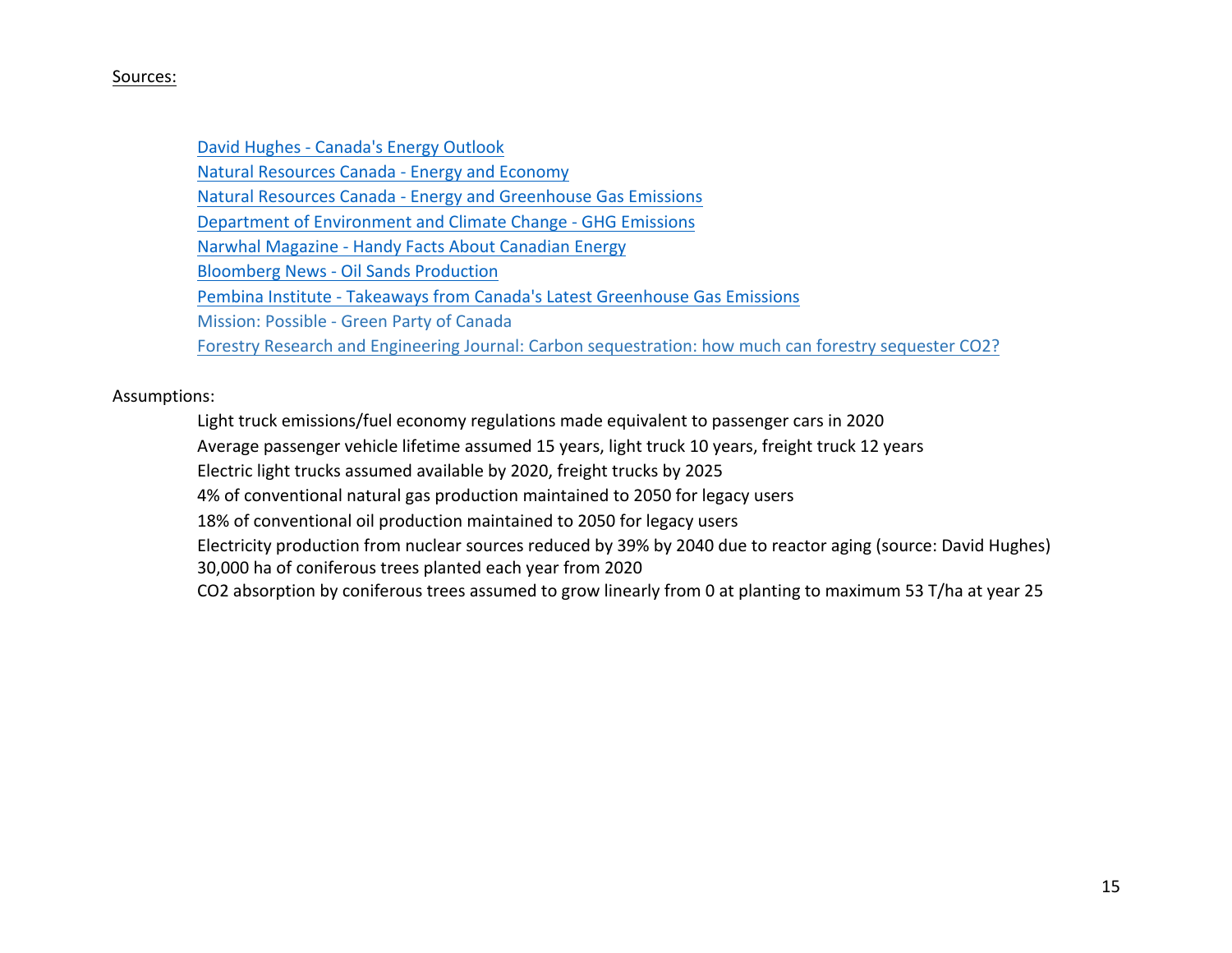<u>Sources:</u>

- David Hughes - Canada's Energy Outlook
- Natural Resources Canada - Energy and Economy
- Natural Resources Canada - Energy and Greenhouse Gas Emissions
- Department of Environment and Climate Change - GHG Emissions
- Narwhal Magazine - Handy Facts About Canadian Energy
- Bloomberg News - Oil Sands Production
- Pembina Institute - Takeaways from Canada's Latest Greenhouse Gas Emissions
- Mission: Possible - Green Party of Canada
- Forestry Research and Engineering Journal: Carbon sequestration: how much can forestry sequester CO2?

Assumptions:

- Light truck emissions/fuel economy regulations made equivalent to passenger cars in 2020
- Average passenger vehicle lifetime assumed 15 years, light truck 10 years, freight truck 12 years
- Electric light trucks assumed available by 2020, freight trucks by 2025
- 4% of conventional natural gas production maintained to 2050 for legacy users
- 18% of conventional oil production maintained to 2050 for legacy users
- Electricity production from nuclear sources reduced by 39% by 2040 due to reactor aging (source: David Hughes)
- 30,000 ha of coniferous trees planted each year from 2020
- $CO_2$ absorption by coniferous trees assumed to grow linearly from 0 at planting to maximum 53 T/ha at year 25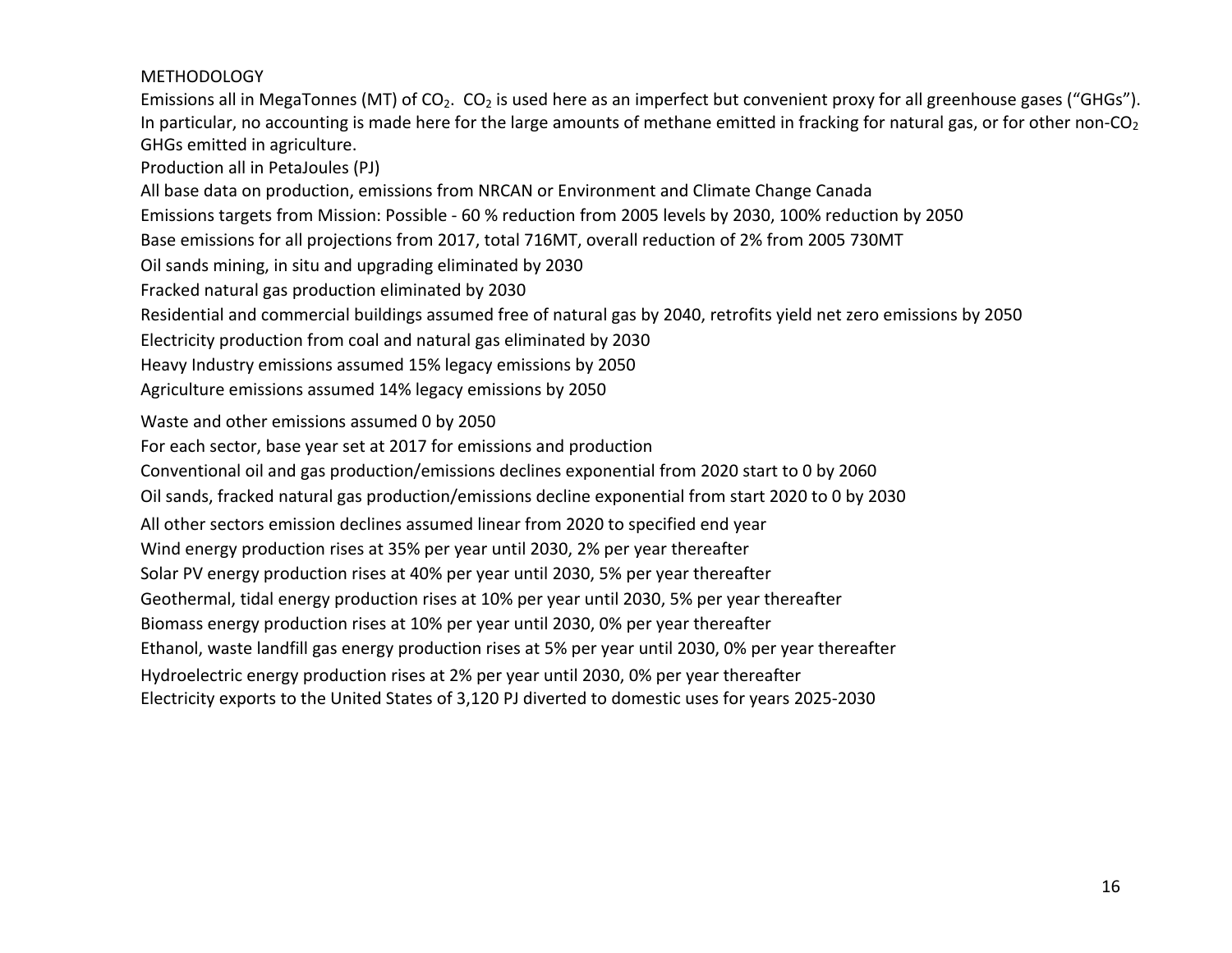## METHODOLOGY

Emissions all in MegaTonnes (MT) of $CO_2$. $CO_2$ is used here as an imperfect but convenient proxy for all greenhouse gases ("GHGs"). In particular, no accounting is made here for the large amounts of methane emitted in fracking for natural gas, or for other non-$CO_2$ GHGs emitted in agriculture.

Production all in PetaJoules (PJ)

All base data on production, emissions from NRCAN or Environment and Climate Change Canada

Emissions targets from Mission: Possible - 60 % reduction from 2005 levels by 2030, 100% reduction by 2050

Base emissions for all projections from 2017, total 716MT, overall reduction of 2% from 2005 730MT

Oil sands mining, in situ and upgrading eliminated by 2030

Fracked natural gas production eliminated by 2030

Residential and commercial buildings assumed free of natural gas by 2040, retrofits yield net zero emissions by 2050

Electricity production from coal and natural gas eliminated by 2030

Heavy Industry emissions assumed 15% legacy emissions by 2050

Agriculture emissions assumed 14% legacy emissions by 2050

Waste and other emissions assumed 0 by 2050

For each sector, base year set at 2017 for emissions and production

Conventional oil and gas production/emissions declines exponential from 2020 start to 0 by 2060

Oil sands, fracked natural gas production/emissions decline exponential from start 2020 to 0 by 2030

All other sectors emission declines assumed linear from 2020 to specified end year

Wind energy production rises at 35% per year until 2030, 2% per year thereafter

Solar PV energy production rises at 40% per year until 2030, 5% per year thereafter

Geothermal, tidal energy production rises at 10% per year until 2030, 5% per year thereafter

Biomass energy production rises at 10% per year until 2030, 0% per year thereafter

Ethanol, waste landfill gas energy production rises at 5% per year until 2030, 0% per year thereafter

Hydroelectric energy production rises at 2% per year until 2030, 0% per year thereafter

Electricity exports to the United States of 3,120 PJ diverted to domestic uses for years 2025-2030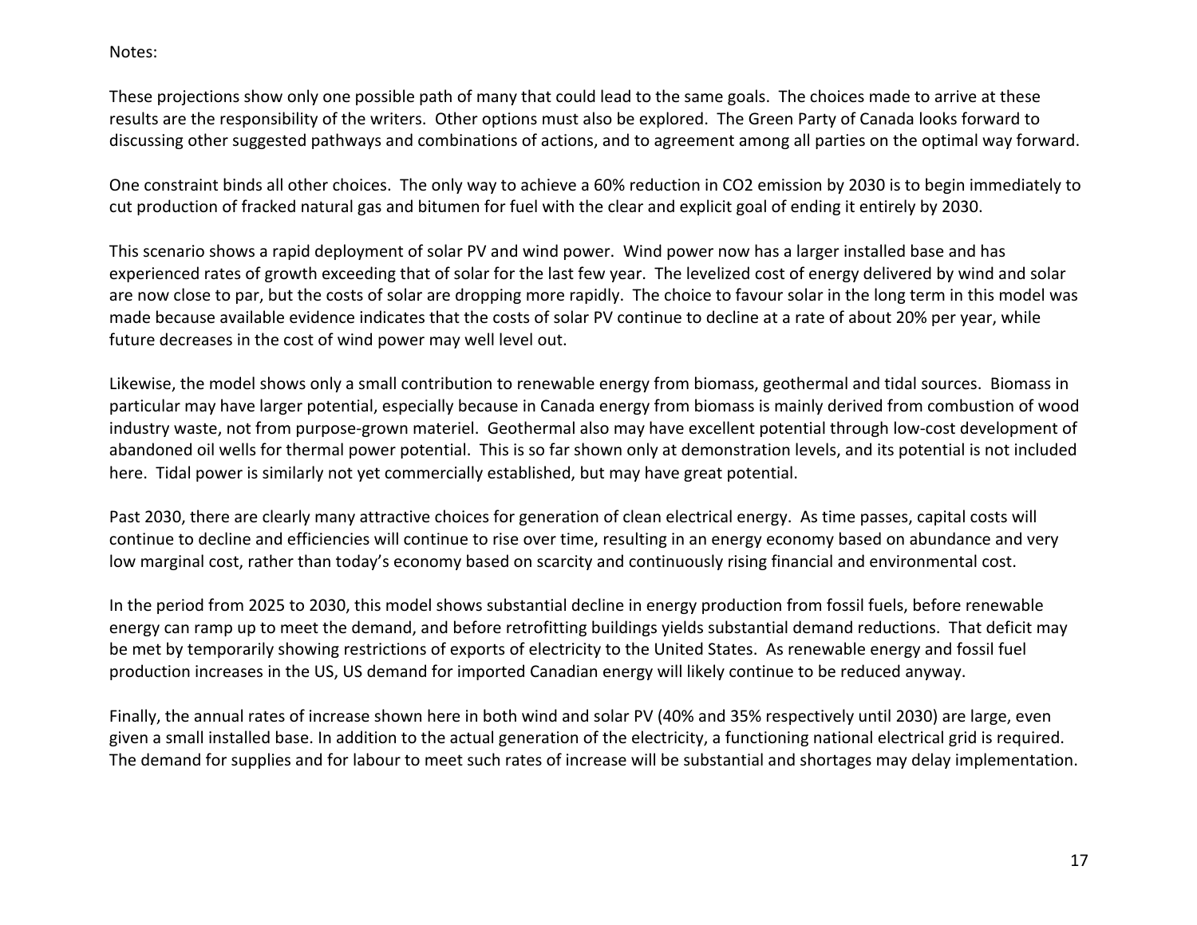Notes:

These projections show only one possible path of many that could lead to the same goals. The choices made to arrive at these results are the responsibility of the writers. Other options must also be explored. The Green Party of Canada looks forward to discussing other suggested pathways and combinations of actions, and to agreement among all parties on the optimal way forward.

One constraint binds all other choices. The only way to achieve a 60% reduction in CO2 emission by 2030 is to begin immediately to cut production of fracked natural gas and bitumen for fuel with the clear and explicit goal of ending it entirely by 2030.

This scenario shows a rapid deployment of solar PV and wind power. Wind power now has a larger installed base and has experienced rates of growth exceeding that of solar for the last few year. The levelized cost of energy delivered by wind and solar are now close to par, but the costs of solar are dropping more rapidly. The choice to favour solar in the long term in this model was made because available evidence indicates that the costs of solar PV continue to decline at a rate of about 20% per year, while future decreases in the cost of wind power may well level out.

Likewise, the model shows only a small contribution to renewable energy from biomass, geothermal and tidal sources. Biomass in particular may have larger potential, especially because in Canada energy from biomass is mainly derived from combustion of wood industry waste, not from purpose-grown materiel. Geothermal also may have excellent potential through low-cost development of abandoned oil wells for thermal power potential. This is so far shown only at demonstration levels, and its potential is not included here. Tidal power is similarly not yet commercially established, but may have great potential.

Past 2030, there are clearly many attractive choices for generation of clean electrical energy. As time passes, capital costs will continue to decline and efficiencies will continue to rise over time, resulting in an energy economy based on abundance and very low marginal cost, rather than today's economy based on scarcity and continuously rising financial and environmental cost.

In the period from 2025 to 2030, this model shows substantial decline in energy production from fossil fuels, before renewable energy can ramp up to meet the demand, and before retrofitting buildings yields substantial demand reductions. That deficit may be met by temporarily showing restrictions of exports of electricity to the United States. As renewable energy and fossil fuel production increases in the US, US demand for imported Canadian energy will likely continue to be reduced anyway.

Finally, the annual rates of increase shown here in both wind and solar PV (40% and 35% respectively until 2030) are large, even given a small installed base. In addition to the actual generation of the electricity, a functioning national electrical grid is required. The demand for supplies and for labour to meet such rates of increase will be substantial and shortages may delay implementation.